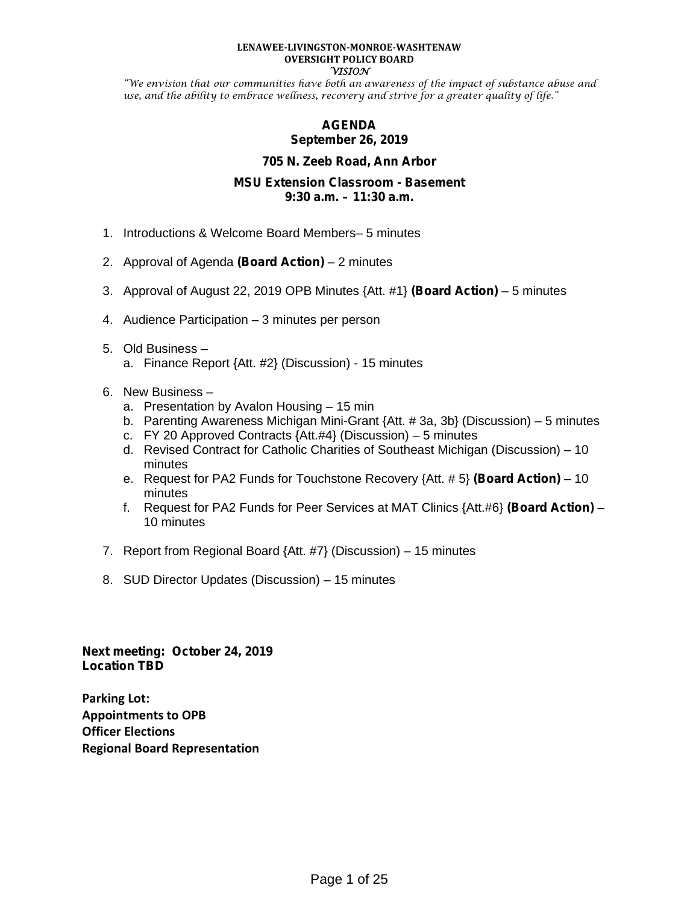**LENAWEE-LIVINGSTON-MONROE-WASHTENAW**
**OVERSIGHT POLICY BOARD**
*VISION*

*"We envision that our communities have both an awareness of the impact of substance abuse and use, and the ability to embrace wellness, recovery and strive for a greater quality of life."*

# AGENDA
## September 26, 2019

**705 N. Zeeb Road, Ann Arbor**

**MSU Extension Classroom - Basement**
**9:30 a.m. – 11:30 a.m.**

1. Introductions & Welcome Board Members– 5 minutes
2. Approval of Agenda **(Board Action)** – 2 minutes
3. Approval of August 22, 2019 OPB Minutes {Att. #1} **(Board Action)** – 5 minutes
4. Audience Participation – 3 minutes per person
5. Old Business –
   a. Finance Report {Att. #2} (Discussion) - 15 minutes
6. New Business –
   a. Presentation by Avalon Housing – 15 min
   b. Parenting Awareness Michigan Mini-Grant {Att. # 3a, 3b} (Discussion) – 5 minutes
   c. FY 20 Approved Contracts {Att.#4} (Discussion) – 5 minutes
   d. Revised Contract for Catholic Charities of Southeast Michigan (Discussion) – 10 minutes
   e. Request for PA2 Funds for Touchstone Recovery {Att. # 5} **(Board Action)** – 10 minutes
   f. Request for PA2 Funds for Peer Services at MAT Clinics {Att.#6} **(Board Action)** – 10 minutes
7. Report from Regional Board {Att. #7} (Discussion) – 15 minutes
8. SUD Director Updates (Discussion) – 15 minutes

**Next meeting: October 24, 2019**
**Location TBD**

**Parking Lot:**
**Appointments to OPB**
**Officer Elections**
**Regional Board Representation**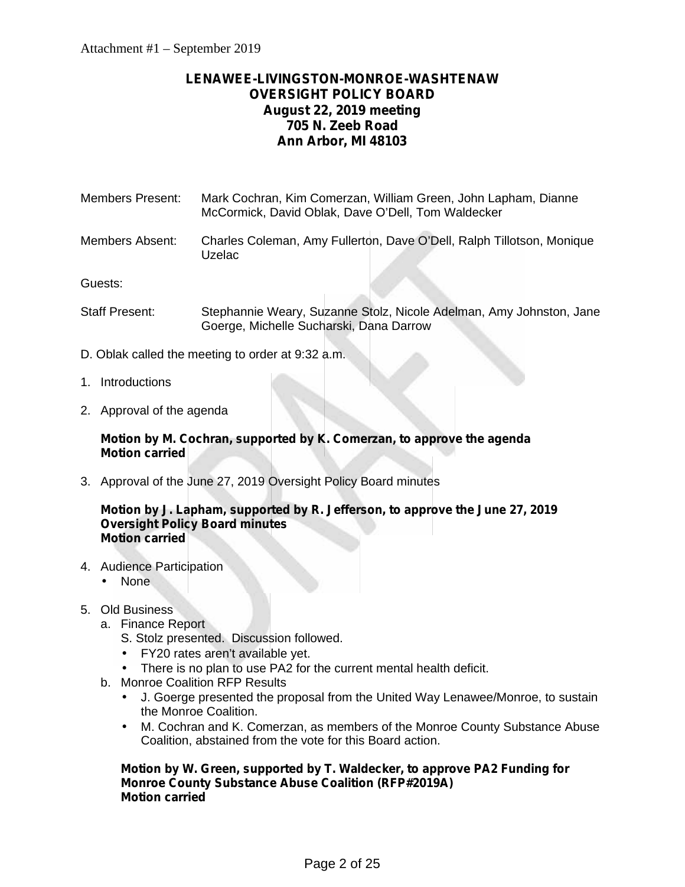Attachment #1 – September 2019

**LENAWEE-LIVINGSTON-MONROE-WASHTENAW**
**OVERSIGHT POLICY BOARD**
**August 22, 2019 meeting**
**705 N. Zeeb Road**
**Ann Arbor, MI 48103**

Members Present: Mark Cochran, Kim Comerzan, William Green, John Lapham, Dianne McCormick, David Oblak, Dave O'Dell, Tom Waldecker

Members Absent: Charles Coleman, Amy Fullerton, Dave O'Dell, Ralph Tillotson, Monique Uzelac

Guests:

Staff Present: Stephannie Weary, Suzanne Stolz, Nicole Adelman, Amy Johnston, Jane Goerge, Michelle Sucharski, Dana Darrow

D. Oblak called the meeting to order at 9:32 a.m.

1. Introductions

2. Approval of the agenda

   **Motion by M. Cochran, supported by K. Comerzan, to approve the agenda**
   **Motion carried**

3. Approval of the June 27, 2019 Oversight Policy Board minutes

   **Motion by J. Lapham, supported by R. Jefferson, to approve the June 27, 2019 Oversight Policy Board minutes**
   **Motion carried**

4. Audience Participation
   - None

5. Old Business
   a. Finance Report
      S. Stolz presented. Discussion followed.
      - FY20 rates aren't available yet.
      - There is no plan to use PA2 for the current mental health deficit.
   b. Monroe Coalition RFP Results
      - J. Goerge presented the proposal from the United Way Lenawee/Monroe, to sustain the Monroe Coalition.
      - M. Cochran and K. Comerzan, as members of the Monroe County Substance Abuse Coalition, abstained from the vote for this Board action.

   **Motion by W. Green, supported by T. Waldecker, to approve PA2 Funding for Monroe County Substance Abuse Coalition (RFP#2019A)**
   **Motion carried**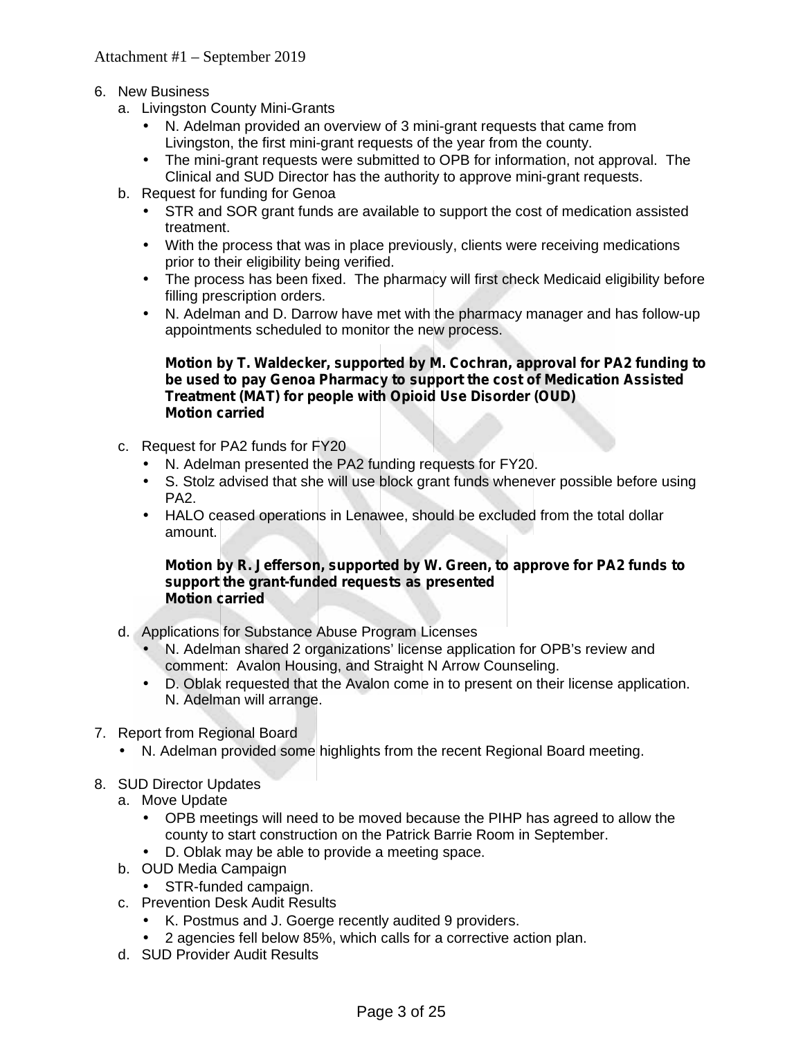Attachment #1 – September 2019

6. New Business
   a. Livingston County Mini-Grants
      - N. Adelman provided an overview of 3 mini-grant requests that came from Livingston, the first mini-grant requests of the year from the county.
      - The mini-grant requests were submitted to OPB for information, not approval. The Clinical and SUD Director has the authority to approve mini-grant requests.
   b. Request for funding for Genoa
      - STR and SOR grant funds are available to support the cost of medication assisted treatment.
      - With the process that was in place previously, clients were receiving medications prior to their eligibility being verified.
      - The process has been fixed. The pharmacy will first check Medicaid eligibility before filling prescription orders.
      - N. Adelman and D. Darrow have met with the pharmacy manager and has follow-up appointments scheduled to monitor the new process.

      **Motion by T. Waldecker, supported by M. Cochran, approval for PA2 funding to be used to pay Genoa Pharmacy to support the cost of Medication Assisted Treatment (MAT) for people with Opioid Use Disorder (OUD)**
      **Motion carried**

   c. Request for PA2 funds for FY20
      - N. Adelman presented the PA2 funding requests for FY20.
      - S. Stolz advised that she will use block grant funds whenever possible before using PA2.
      - HALO ceased operations in Lenawee, should be excluded from the total dollar amount.

      **Motion by R. Jefferson, supported by W. Green, to approve for PA2 funds to support the grant-funded requests as presented**
      **Motion carried**

   d. Applications for Substance Abuse Program Licenses
      - N. Adelman shared 2 organizations' license application for OPB's review and comment: Avalon Housing, and Straight N Arrow Counseling.
      - D. Oblak requested that the Avalon come in to present on their license application. N. Adelman will arrange.

7. Report from Regional Board
   - N. Adelman provided some highlights from the recent Regional Board meeting.

8. SUD Director Updates
   a. Move Update
      - OPB meetings will need to be moved because the PIHP has agreed to allow the county to start construction on the Patrick Barrie Room in September.
      - D. Oblak may be able to provide a meeting space.
   b. OUD Media Campaign
      - STR-funded campaign.
   c. Prevention Desk Audit Results
      - K. Postmus and J. Goerge recently audited 9 providers.
      - 2 agencies fell below 85%, which calls for a corrective action plan.
   d. SUD Provider Audit Results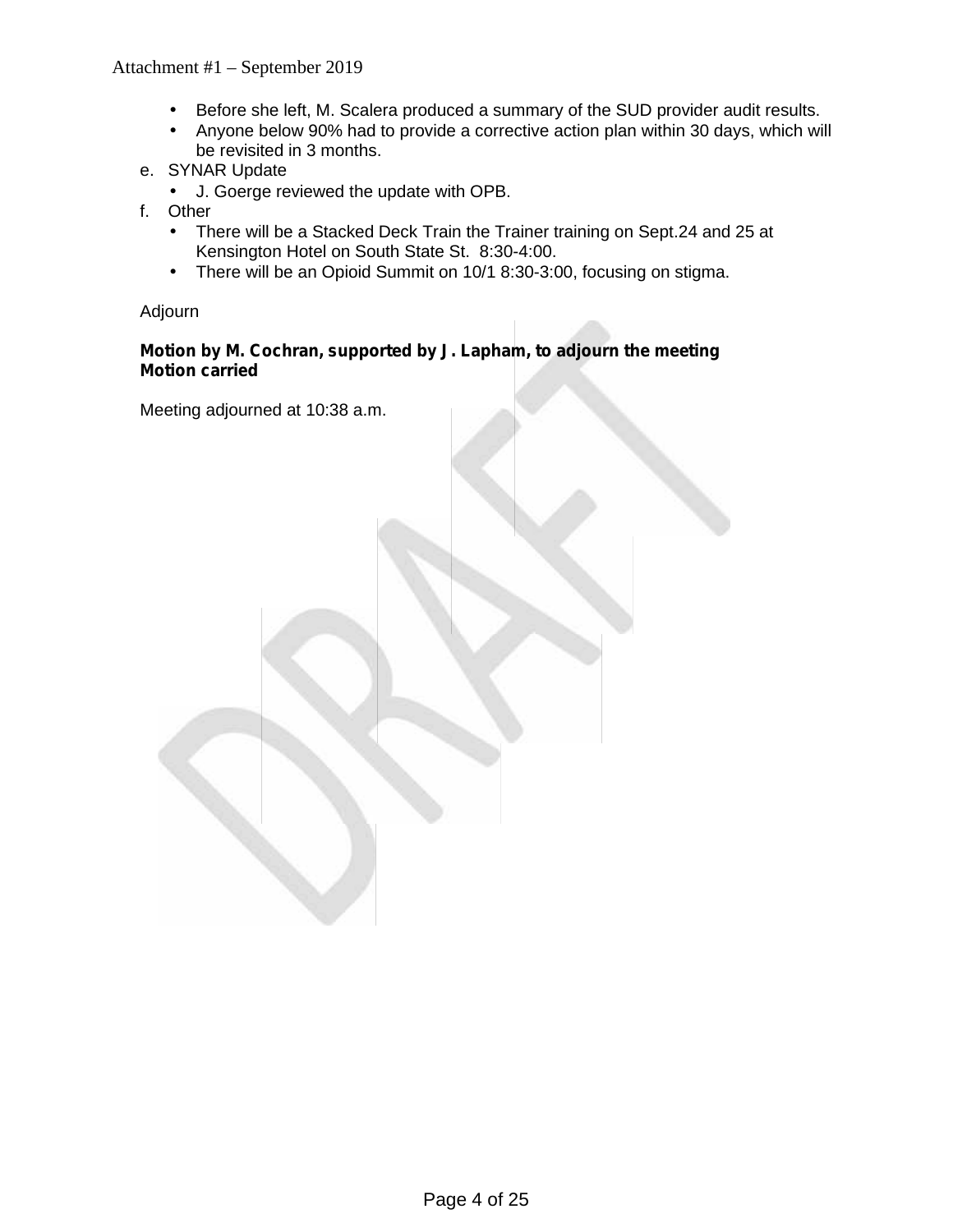- Before she left, M. Scalera produced a summary of the SUD provider audit results.
- Anyone below 90% had to provide a corrective action plan within 30 days, which will be revisited in 3 months.

e. SYNAR Update
   - J. Goerge reviewed the update with OPB.

f. Other
   - There will be a Stacked Deck Train the Trainer training on Sept.24 and 25 at Kensington Hotel on South State St. 8:30-4:00.
   - There will be an Opioid Summit on 10/1 8:30-3:00, focusing on stigma.

Adjourn

**Motion by M. Cochran, supported by J. Lapham, to adjourn the meeting**
**Motion carried**

Meeting adjourned at 10:38 a.m.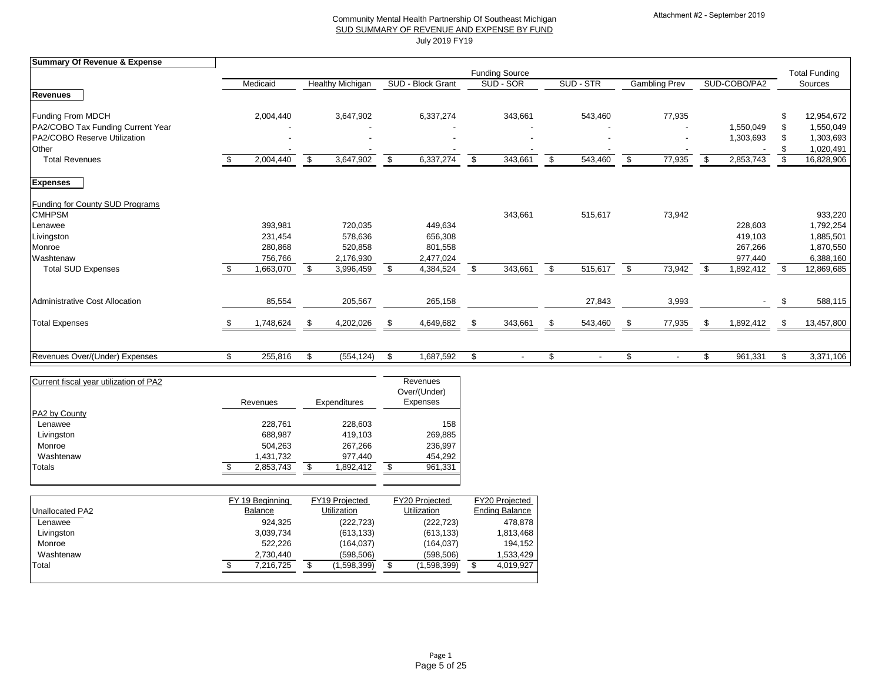Attachment #2 - September 2019

Community Mental Health Partnership Of Southeast Michigan

SUD SUMMARY OF REVENUE AND EXPENSE BY FUND

July 2019 FY19

| Summary Of Revenue & Expense | Funding Source | | | | | | | Total Funding |
|---|---|---|---|---|---|---|---|---|
| | Medicaid | Healthy Michigan | SUD - Block Grant | SUD - SOR | SUD - STR | Gambling Prev | SUD-COBO/PA2 | Sources |
| **Revenues** | | | | | | | | |
| Funding From MDCH | 2,004,440 | 3,647,902 | 6,337,274 | 343,661 | 543,460 | 77,935 | | $ 12,954,672 |
| PA2/COBO Tax Funding Current Year | - | - | - | - | - | - | 1,550,049 | $ 1,550,049 |
| PA2/COBO Reserve Utilization | - | - | - | - | - | - | 1,303,693 | $ 1,303,693 |
| Other | - | - | - | - | - | - | - | $ 1,020,491 |
| Total Revenues | $ 2,004,440 | $ 3,647,902 | $ 6,337,274 | $ 343,661 | $ 543,460 | $ 77,935 | $ 2,853,743 | $ 16,828,906 |
| **Expenses** | | | | | | | | |
| Funding for County SUD Programs | | | | | | | | |
| CMHPSM | | | | 343,661 | 515,617 | 73,942 | | 933,220 |
| Lenawee | 393,981 | 720,035 | 449,634 | | | | 228,603 | 1,792,254 |
| Livingston | 231,454 | 578,636 | 656,308 | | | | 419,103 | 1,885,501 |
| Monroe | 280,868 | 520,858 | 801,558 | | | | 267,266 | 1,870,550 |
| Washtenaw | 756,766 | 2,176,930 | 2,477,024 | | | | 977,440 | 6,388,160 |
| Total SUD Expenses | $ 1,663,070 | $ 3,996,459 | $ 4,384,524 | $ 343,661 | $ 515,617 | $ 73,942 | $ 1,892,412 | $ 12,869,685 |
| Administrative Cost Allocation | 85,554 | 205,567 | 265,158 | | 27,843 | 3,993 | - | $ 588,115 |
| Total Expenses | $ 1,748,624 | $ 4,202,026 | $ 4,649,682 | $ 343,661 | $ 543,460 | $ 77,935 | $ 1,892,412 | $ 13,457,800 |
| Revenues Over/(Under) Expenses | $ 255,816 | $ (554,124) | $ 1,687,592 | $ - | $ - | $ - | $ 961,331 | $ 3,371,106 |

| Current fiscal year utilization of PA2 | Revenues | Expenditures | Revenues Over/(Under) Expenses |
|---|---|---|---|
| PA2 by County | | | |
| Lenawee | 228,761 | 228,603 | 158 |
| Livingston | 688,987 | 419,103 | 269,885 |
| Monroe | 504,263 | 267,266 | 236,997 |
| Washtenaw | 1,431,732 | 977,440 | 454,292 |
| Totals | $ 2,853,743 | $ 1,892,412 | $ 961,331 |

| Unallocated PA2 | FY 19 Beginning Balance | FY19 Projected Utilization | FY20 Projected Utilization | FY20 Projected Ending Balance |
|---|---|---|---|---|
| Lenawee | 924,325 | (222,723) | (222,723) | 478,878 |
| Livingston | 3,039,734 | (613,133) | (613,133) | 1,813,468 |
| Monroe | 522,226 | (164,037) | (164,037) | 194,152 |
| Washtenaw | 2,730,440 | (598,506) | (598,506) | 1,533,429 |
| Total | $ 7,216,725 | $ (1,598,399) | $ (1,598,399) | $ 4,019,927 |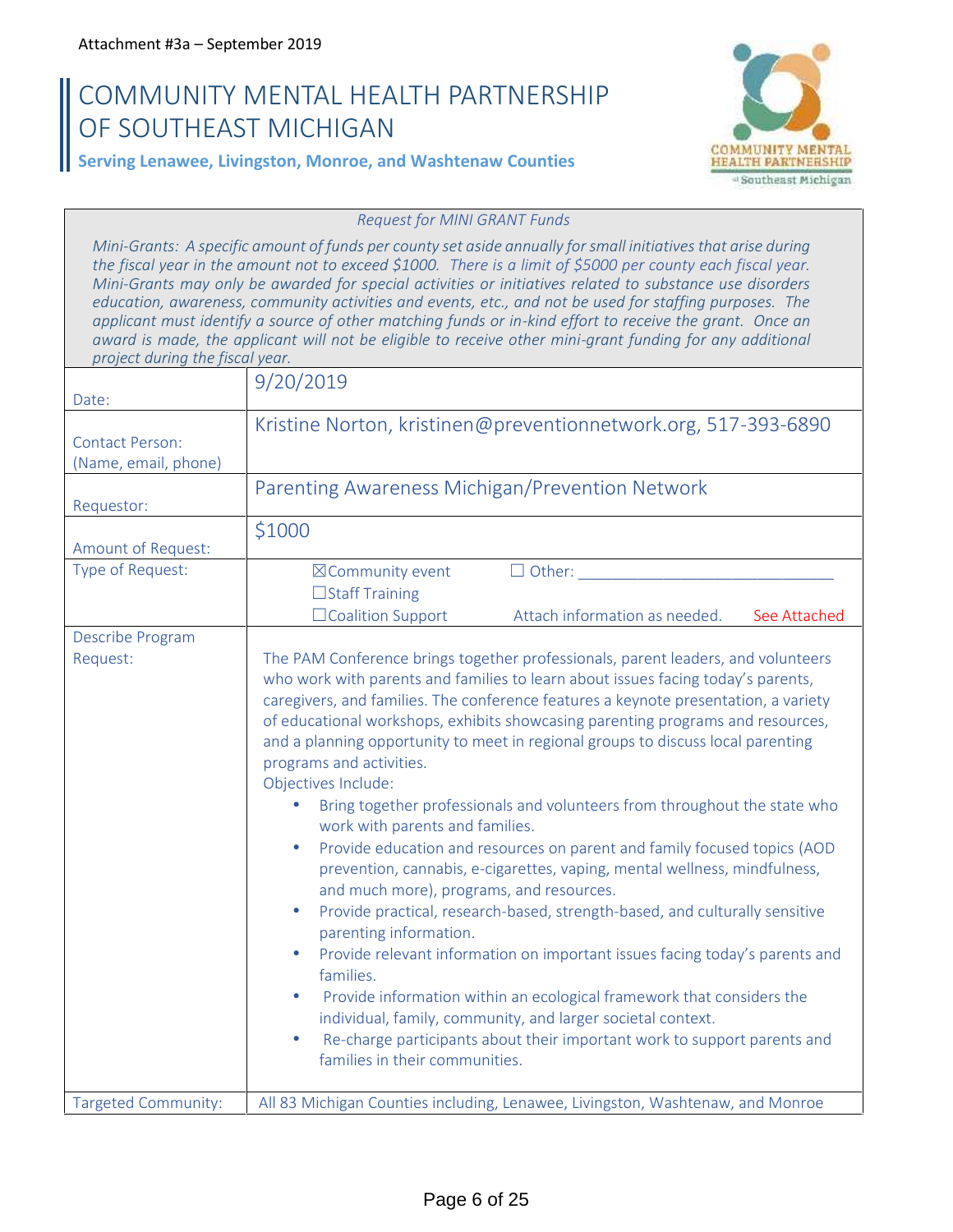Attachment #3a – September 2019

# COMMUNITY MENTAL HEALTH PARTNERSHIP OF SOUTHEAST MICHIGAN

**Serving Lenawee, Livingston, Monroe, and Washtenaw Counties**

| *Request for MINI GRANT Funds* | |
|---|---|
| *Mini-Grants: A specific amount of funds per county set aside annually for small initiatives that arise during the fiscal year in the amount not to exceed $1000. There is a limit of $5000 per county each fiscal year. Mini-Grants may only be awarded for special activities or initiatives related to substance use disorders education, awareness, community activities and events, etc., and not be used for staffing purposes. The applicant must identify a source of other matching funds or in-kind effort to receive the grant. Once an award is made, the applicant will not be eligible to receive other mini-grant funding for any additional project during the fiscal year.* | |
| Date: | 9/20/2019 |
| Contact Person: (Name, email, phone) | Kristine Norton, kristinen@preventionnetwork.org, 517-393-6890 |
| Requestor: | Parenting Awareness Michigan/Prevention Network |
| Amount of Request: | $1000 |
| Type of Request: | ☒Community event ☐Staff Training ☐Coalition Support ☐ Other: ______________ Attach information as needed. See Attached |
| Describe Program Request: | The PAM Conference brings together professionals, parent leaders, and volunteers who work with parents and families to learn about issues facing today's parents, caregivers, and families. The conference features a keynote presentation, a variety of educational workshops, exhibits showcasing parenting programs and resources, and a planning opportunity to meet in regional groups to discuss local parenting programs and activities.<br>Objectives Include:<br>• Bring together professionals and volunteers from throughout the state who work with parents and families.<br>• Provide education and resources on parent and family focused topics (AOD prevention, cannabis, e-cigarettes, vaping, mental wellness, mindfulness, and much more), programs, and resources.<br>• Provide practical, research-based, strength-based, and culturally sensitive parenting information.<br>• Provide relevant information on important issues facing today's parents and families.<br>• Provide information within an ecological framework that considers the individual, family, community, and larger societal context.<br>• Re-charge participants about their important work to support parents and families in their communities. |
| Targeted Community: | All 83 Michigan Counties including, Lenawee, Livingston, Washtenaw, and Monroe |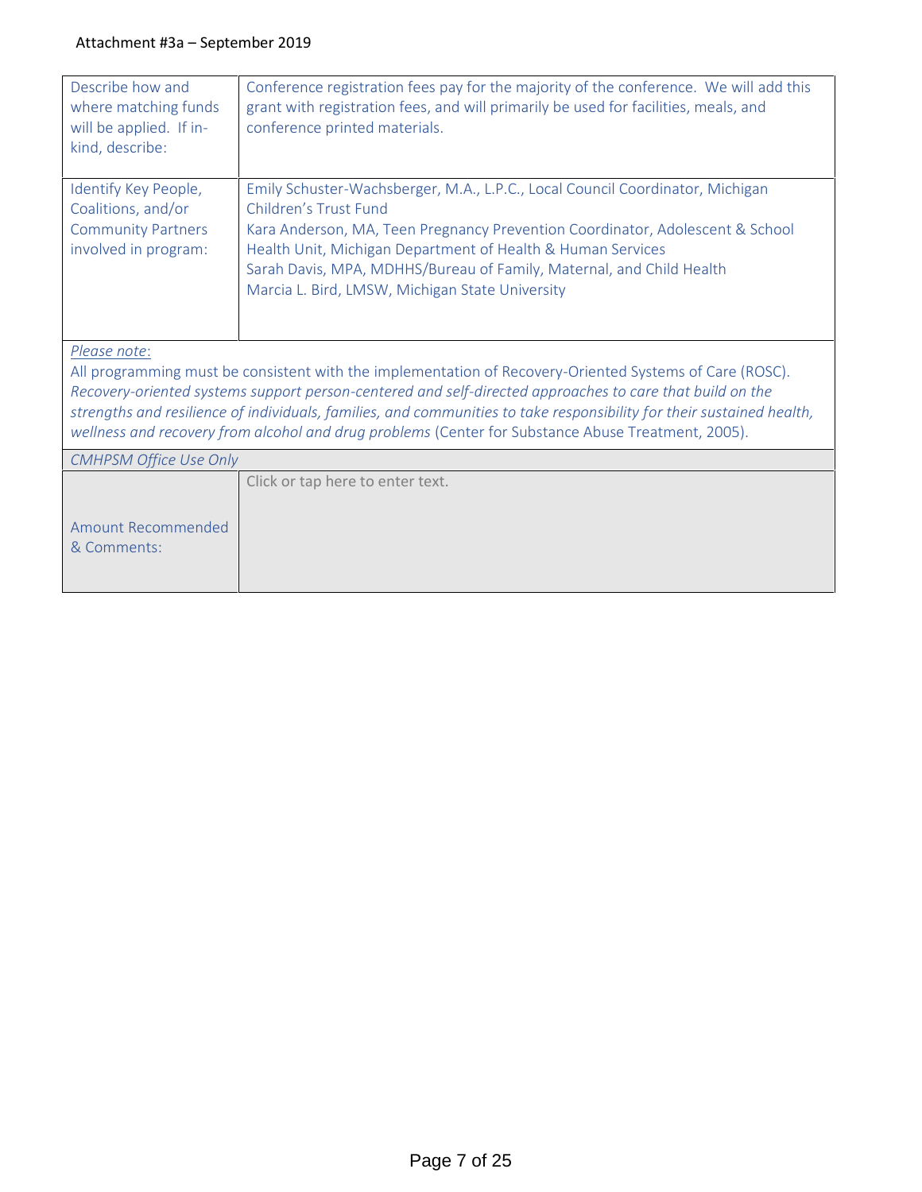Attachment #3a – September 2019

| | |
|---|---|
| Describe how and where matching funds will be applied. If in-kind, describe: | Conference registration fees pay for the majority of the conference. We will add this grant with registration fees, and will primarily be used for facilities, meals, and conference printed materials. |
| Identify Key People, Coalitions, and/or Community Partners involved in program: | Emily Schuster-Wachsberger, M.A., L.P.C., Local Council Coordinator, Michigan Children's Trust Fund<br>Kara Anderson, MA, Teen Pregnancy Prevention Coordinator, Adolescent & School Health Unit, Michigan Department of Health & Human Services<br>Sarah Davis, MPA, MDHHS/Bureau of Family, Maternal, and Child Health<br>Marcia L. Bird, LMSW, Michigan State University |

*Please note*:
All programming must be consistent with the implementation of Recovery-Oriented Systems of Care (ROSC). *Recovery-oriented systems support person-centered and self-directed approaches to care that build on the strengths and resilience of individuals, families, and communities to take responsibility for their sustained health, wellness and recovery from alcohol and drug problems* (Center for Substance Abuse Treatment, 2005).

*CMHPSM Office Use Only*

| | |
|---|---|
| Amount Recommended & Comments: | Click or tap here to enter text. |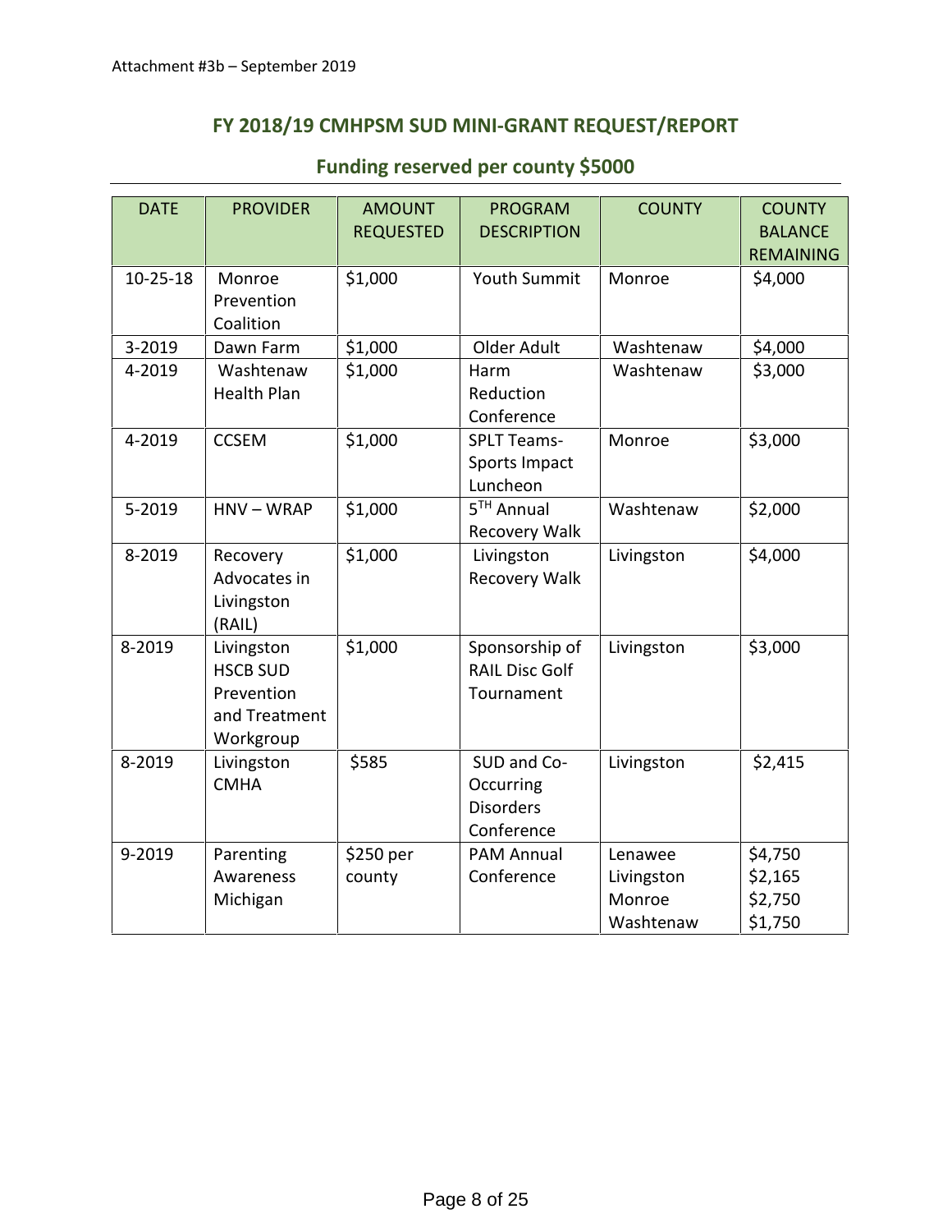Attachment #3b – September 2019

## FY 2018/19 CMHPSM SUD MINI-GRANT REQUEST/REPORT

### Funding reserved per county $5000

| DATE | PROVIDER | AMOUNT REQUESTED | PROGRAM DESCRIPTION | COUNTY | COUNTY BALANCE REMAINING |
|---|---|---|---|---|---|
| 10-25-18 | Monroe Prevention Coalition | $1,000 | Youth Summit | Monroe | $4,000 |
| 3-2019 | Dawn Farm | $1,000 | Older Adult | Washtenaw | $4,000 |
| 4-2019 | Washtenaw Health Plan | $1,000 | Harm Reduction Conference | Washtenaw | $3,000 |
| 4-2019 | CCSEM | $1,000 | SPLT Teams- Sports Impact Luncheon | Monroe | $3,000 |
| 5-2019 | HNV – WRAP | $1,000 | 5$^{TH}$ Annual Recovery Walk | Washtenaw | $2,000 |
| 8-2019 | Recovery Advocates in Livingston (RAIL) | $1,000 | Livingston Recovery Walk | Livingston | $4,000 |
| 8-2019 | Livingston HSCB SUD Prevention and Treatment Workgroup | $1,000 | Sponsorship of RAIL Disc Golf Tournament | Livingston | $3,000 |
| 8-2019 | Livingston CMHA | $585 | SUD and Co-Occurring Disorders Conference | Livingston | $2,415 |
| 9-2019 | Parenting Awareness Michigan | $250 per county | PAM Annual Conference | Lenawee<br>Livingston<br>Monroe<br>Washtenaw | $4,750<br>$2,165<br>$2,750<br>$1,750 |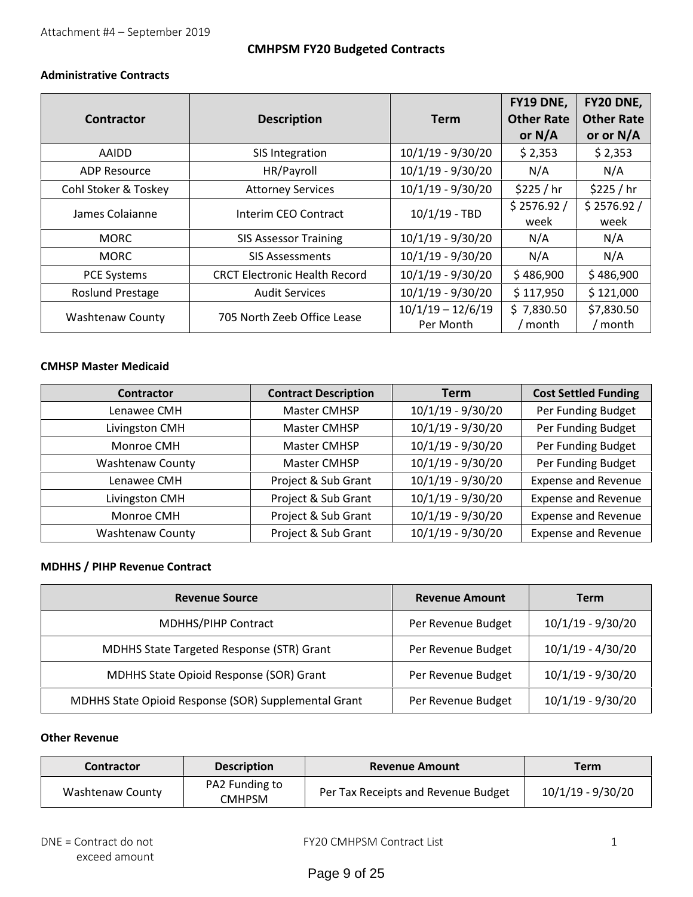Attachment #4 – September 2019

## CMHPSM FY20 Budgeted Contracts

### Administrative Contracts

| Contractor | Description | Term | FY19 DNE, Other Rate or N/A | FY20 DNE, Other Rate or or N/A |
|---|---|---|---|---|
| AAIDD | SIS Integration | 10/1/19 - 9/30/20 | $ 2,353 | $ 2,353 |
| ADP Resource | HR/Payroll | 10/1/19 - 9/30/20 | N/A | N/A |
| Cohl Stoker & Toskey | Attorney Services | 10/1/19 - 9/30/20 | $225 / hr | $225 / hr |
| James Colaianne | Interim CEO Contract | 10/1/19 - TBD | $ 2576.92 / week | $ 2576.92 / week |
| MORC | SIS Assessor Training | 10/1/19 - 9/30/20 | N/A | N/A |
| MORC | SIS Assessments | 10/1/19 - 9/30/20 | N/A | N/A |
| PCE Systems | CRCT Electronic Health Record | 10/1/19 - 9/30/20 | $ 486,900 | $ 486,900 |
| Roslund Prestage | Audit Services | 10/1/19 - 9/30/20 | $ 117,950 | $ 121,000 |
| Washtenaw County | 705 North Zeeb Office Lease | 10/1/19 – 12/6/19 Per Month | $ 7,830.50 / month | $7,830.50 / month |

### CMHSP Master Medicaid

| Contractor | Contract Description | Term | Cost Settled Funding |
|---|---|---|---|
| Lenawee CMH | Master CMHSP | 10/1/19 - 9/30/20 | Per Funding Budget |
| Livingston CMH | Master CMHSP | 10/1/19 - 9/30/20 | Per Funding Budget |
| Monroe CMH | Master CMHSP | 10/1/19 - 9/30/20 | Per Funding Budget |
| Washtenaw County | Master CMHSP | 10/1/19 - 9/30/20 | Per Funding Budget |
| Lenawee CMH | Project & Sub Grant | 10/1/19 - 9/30/20 | Expense and Revenue |
| Livingston CMH | Project & Sub Grant | 10/1/19 - 9/30/20 | Expense and Revenue |
| Monroe CMH | Project & Sub Grant | 10/1/19 - 9/30/20 | Expense and Revenue |
| Washtenaw County | Project & Sub Grant | 10/1/19 - 9/30/20 | Expense and Revenue |

### MDHHS / PIHP Revenue Contract

| Revenue Source | Revenue Amount | Term |
|---|---|---|
| MDHHS/PIHP Contract | Per Revenue Budget | 10/1/19 - 9/30/20 |
| MDHHS State Targeted Response (STR) Grant | Per Revenue Budget | 10/1/19 - 4/30/20 |
| MDHHS State Opioid Response (SOR) Grant | Per Revenue Budget | 10/1/19 - 9/30/20 |
| MDHHS State Opioid Response (SOR) Supplemental Grant | Per Revenue Budget | 10/1/19 - 9/30/20 |

### Other Revenue

| Contractor | Description | Revenue Amount | Term |
|---|---|---|---|
| Washtenaw County | PA2 Funding to CMHPSM | Per Tax Receipts and Revenue Budget | 10/1/19 - 9/30/20 |

DNE = Contract do not exceed amount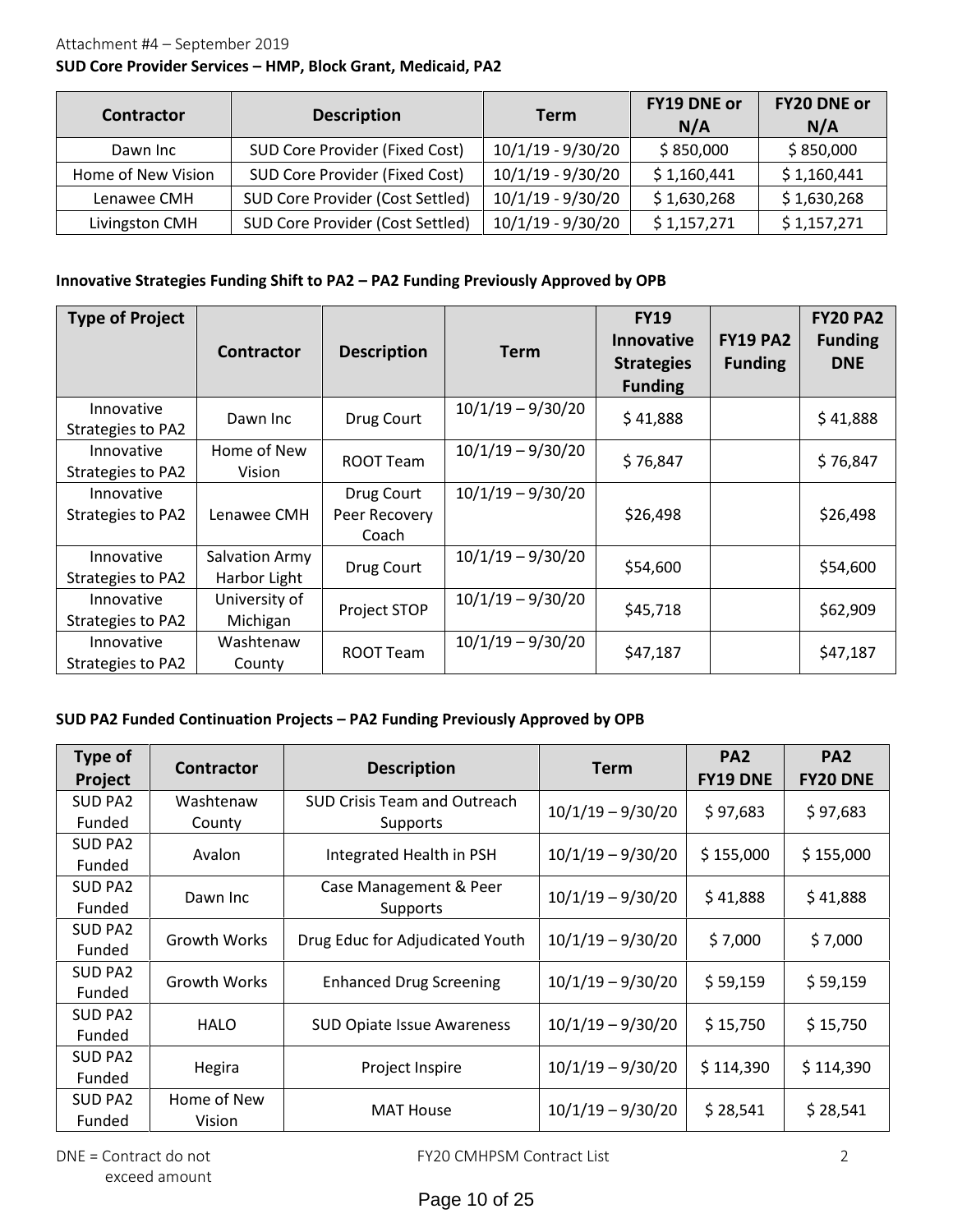Attachment #4 – September 2019

**SUD Core Provider Services – HMP, Block Grant, Medicaid, PA2**

| Contractor | Description | Term | FY19 DNE or N/A | FY20 DNE or N/A |
|---|---|---|---|---|
| Dawn Inc | SUD Core Provider (Fixed Cost) | 10/1/19 - 9/30/20 | $ 850,000 | $ 850,000 |
| Home of New Vision | SUD Core Provider (Fixed Cost) | 10/1/19 - 9/30/20 | $ 1,160,441 | $ 1,160,441 |
| Lenawee CMH | SUD Core Provider (Cost Settled) | 10/1/19 - 9/30/20 | $ 1,630,268 | $ 1,630,268 |
| Livingston CMH | SUD Core Provider (Cost Settled) | 10/1/19 - 9/30/20 | $ 1,157,271 | $ 1,157,271 |

**Innovative Strategies Funding Shift to PA2 – PA2 Funding Previously Approved by OPB**

| Type of Project | Contractor | Description | Term | FY19 Innovative Strategies Funding | FY19 PA2 Funding | FY20 PA2 Funding DNE |
|---|---|---|---|---|---|---|
| Innovative Strategies to PA2 | Dawn Inc | Drug Court | 10/1/19 – 9/30/20 | $ 41,888 | | $ 41,888 |
| Innovative Strategies to PA2 | Home of New Vision | ROOT Team | 10/1/19 – 9/30/20 | $ 76,847 | | $ 76,847 |
| Innovative Strategies to PA2 | Lenawee CMH | Drug Court Peer Recovery Coach | 10/1/19 – 9/30/20 | $26,498 | | $26,498 |
| Innovative Strategies to PA2 | Salvation Army Harbor Light | Drug Court | 10/1/19 – 9/30/20 | $54,600 | | $54,600 |
| Innovative Strategies to PA2 | University of Michigan | Project STOP | 10/1/19 – 9/30/20 | $45,718 | | $62,909 |
| Innovative Strategies to PA2 | Washtenaw County | ROOT Team | 10/1/19 – 9/30/20 | $47,187 | | $47,187 |

**SUD PA2 Funded Continuation Projects – PA2 Funding Previously Approved by OPB**

| Type of Project | Contractor | Description | Term | PA2 FY19 DNE | PA2 FY20 DNE |
|---|---|---|---|---|---|
| SUD PA2 Funded | Washtenaw County | SUD Crisis Team and Outreach Supports | 10/1/19 – 9/30/20 | $ 97,683 | $ 97,683 |
| SUD PA2 Funded | Avalon | Integrated Health in PSH | 10/1/19 – 9/30/20 | $ 155,000 | $ 155,000 |
| SUD PA2 Funded | Dawn Inc | Case Management & Peer Supports | 10/1/19 – 9/30/20 | $ 41,888 | $ 41,888 |
| SUD PA2 Funded | Growth Works | Drug Educ for Adjudicated Youth | 10/1/19 – 9/30/20 | $ 7,000 | $ 7,000 |
| SUD PA2 Funded | Growth Works | Enhanced Drug Screening | 10/1/19 – 9/30/20 | $ 59,159 | $ 59,159 |
| SUD PA2 Funded | HALO | SUD Opiate Issue Awareness | 10/1/19 – 9/30/20 | $ 15,750 | $ 15,750 |
| SUD PA2 Funded | Hegira | Project Inspire | 10/1/19 – 9/30/20 | $ 114,390 | $ 114,390 |
| SUD PA2 Funded | Home of New Vision | MAT House | 10/1/19 – 9/30/20 | $ 28,541 | $ 28,541 |

DNE = Contract do not exceed amount

FY20 CMHPSM Contract List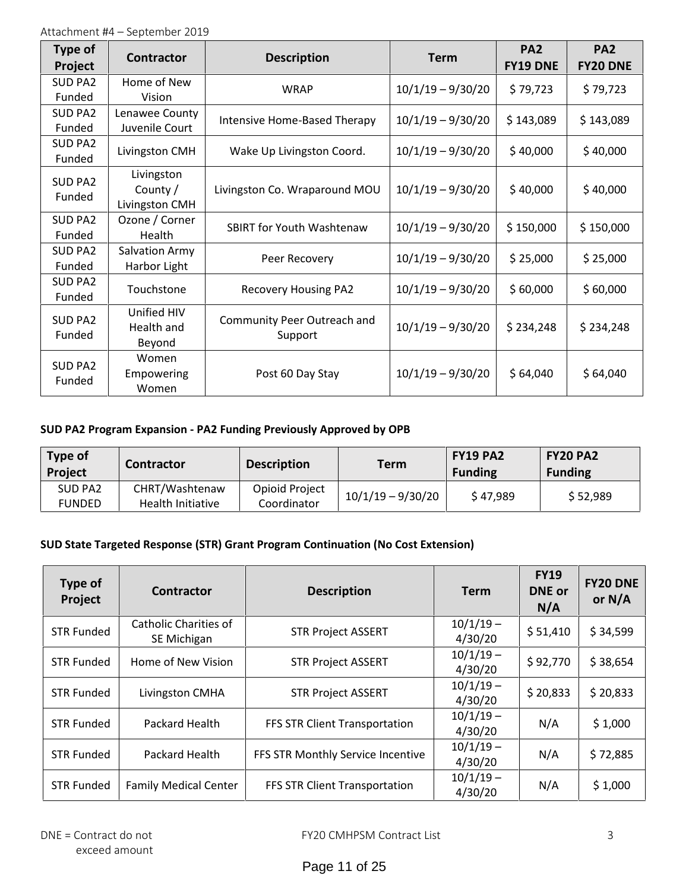Attachment #4 – September 2019

| Type of Project | Contractor | Description | Term | PA2 FY19 DNE | PA2 FY20 DNE |
|---|---|---|---|---|---|
| SUD PA2 Funded | Home of New Vision | WRAP | 10/1/19 – 9/30/20 | $ 79,723 | $ 79,723 |
| SUD PA2 Funded | Lenawee County Juvenile Court | Intensive Home-Based Therapy | 10/1/19 – 9/30/20 | $ 143,089 | $ 143,089 |
| SUD PA2 Funded | Livingston CMH | Wake Up Livingston Coord. | 10/1/19 – 9/30/20 | $ 40,000 | $ 40,000 |
| SUD PA2 Funded | Livingston County / Livingston CMH | Livingston Co. Wraparound MOU | 10/1/19 – 9/30/20 | $ 40,000 | $ 40,000 |
| SUD PA2 Funded | Ozone / Corner Health | SBIRT for Youth Washtenaw | 10/1/19 – 9/30/20 | $ 150,000 | $ 150,000 |
| SUD PA2 Funded | Salvation Army Harbor Light | Peer Recovery | 10/1/19 – 9/30/20 | $ 25,000 | $ 25,000 |
| SUD PA2 Funded | Touchstone | Recovery Housing PA2 | 10/1/19 – 9/30/20 | $ 60,000 | $ 60,000 |
| SUD PA2 Funded | Unified HIV Health and Beyond | Community Peer Outreach and Support | 10/1/19 – 9/30/20 | $ 234,248 | $ 234,248 |
| SUD PA2 Funded | Women Empowering Women | Post 60 Day Stay | 10/1/19 – 9/30/20 | $ 64,040 | $ 64,040 |

**SUD PA2 Program Expansion - PA2 Funding Previously Approved by OPB**

| Type of Project | Contractor | Description | Term | FY19 PA2 Funding | FY20 PA2 Funding |
|---|---|---|---|---|---|
| SUD PA2 FUNDED | CHRT/Washtenaw Health Initiative | Opioid Project Coordinator | 10/1/19 – 9/30/20 | $ 47,989 | $ 52,989 |

**SUD State Targeted Response (STR) Grant Program Continuation (No Cost Extension)**

| Type of Project | Contractor | Description | Term | FY19 DNE or N/A | FY20 DNE or N/A |
|---|---|---|---|---|---|
| STR Funded | Catholic Charities of SE Michigan | STR Project ASSERT | 10/1/19 – 4/30/20 | $ 51,410 | $ 34,599 |
| STR Funded | Home of New Vision | STR Project ASSERT | 10/1/19 – 4/30/20 | $ 92,770 | $ 38,654 |
| STR Funded | Livingston CMHA | STR Project ASSERT | 10/1/19 – 4/30/20 | $ 20,833 | $ 20,833 |
| STR Funded | Packard Health | FFS STR Client Transportation | 10/1/19 – 4/30/20 | N/A | $ 1,000 |
| STR Funded | Packard Health | FFS STR Monthly Service Incentive | 10/1/19 – 4/30/20 | N/A | $ 72,885 |
| STR Funded | Family Medical Center | FFS STR Client Transportation | 10/1/19 – 4/30/20 | N/A | $ 1,000 |

DNE = Contract do not exceed amount

FY20 CMHPSM Contract List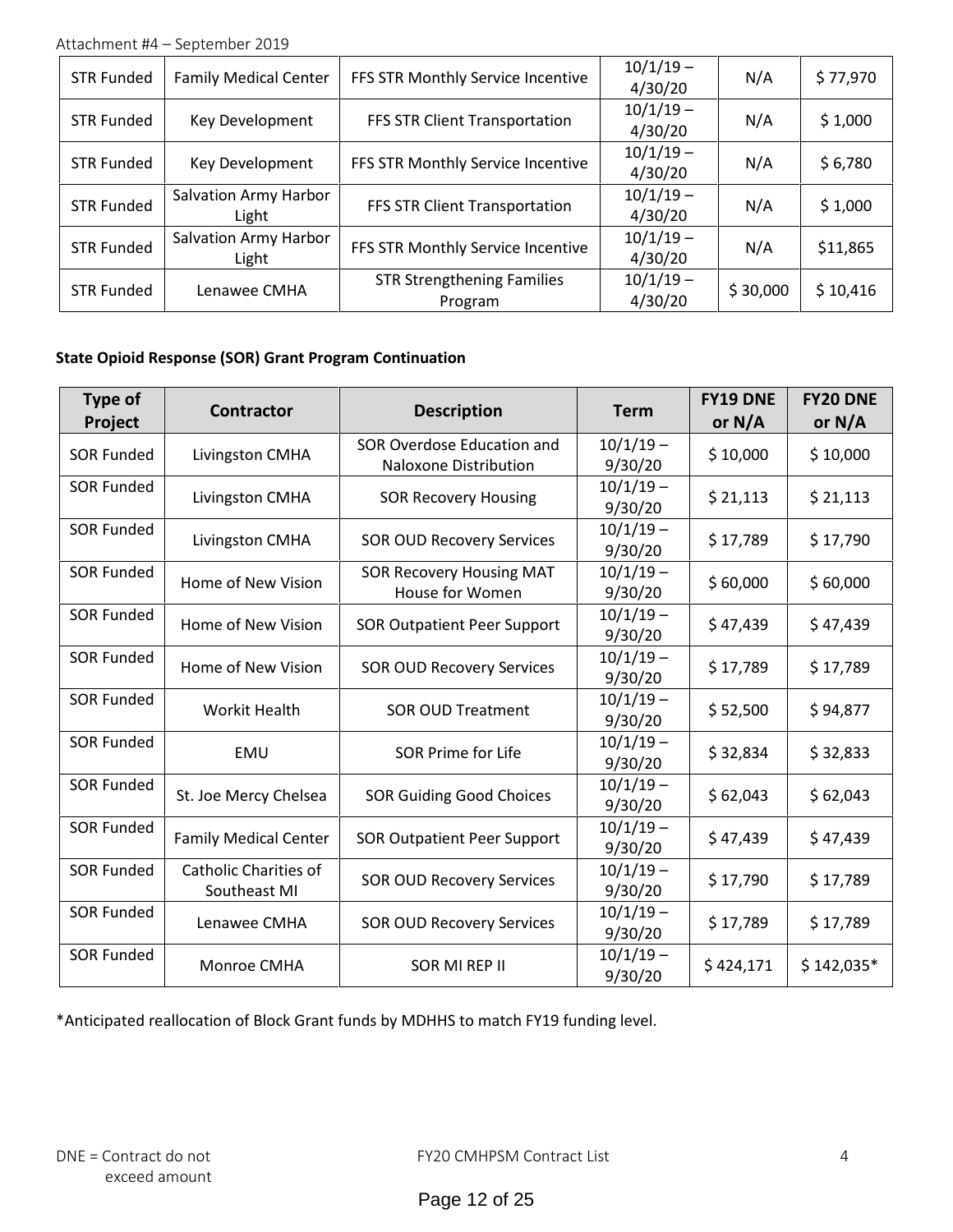| STR Funded | Family Medical Center | FFS STR Monthly Service Incentive | 10/1/19 – 4/30/20 | N/A | $ 77,970 |
|---|---|---|---|---|---|
| STR Funded | Key Development | FFS STR Client Transportation | 10/1/19 – 4/30/20 | N/A | $ 1,000 |
| STR Funded | Key Development | FFS STR Monthly Service Incentive | 10/1/19 – 4/30/20 | N/A | $ 6,780 |
| STR Funded | Salvation Army Harbor Light | FFS STR Client Transportation | 10/1/19 – 4/30/20 | N/A | $ 1,000 |
| STR Funded | Salvation Army Harbor Light | FFS STR Monthly Service Incentive | 10/1/19 – 4/30/20 | N/A | $11,865 |
| STR Funded | Lenawee CMHA | STR Strengthening Families Program | 10/1/19 – 4/30/20 | $ 30,000 | $ 10,416 |

**State Opioid Response (SOR) Grant Program Continuation**

| Type of Project | Contractor | Description | Term | FY19 DNE or N/A | FY20 DNE or N/A |
|---|---|---|---|---|---|
| SOR Funded | Livingston CMHA | SOR Overdose Education and Naloxone Distribution | 10/1/19 – 9/30/20 | $ 10,000 | $ 10,000 |
| SOR Funded | Livingston CMHA | SOR Recovery Housing | 10/1/19 – 9/30/20 | $ 21,113 | $ 21,113 |
| SOR Funded | Livingston CMHA | SOR OUD Recovery Services | 10/1/19 – 9/30/20 | $ 17,789 | $ 17,790 |
| SOR Funded | Home of New Vision | SOR Recovery Housing MAT House for Women | 10/1/19 – 9/30/20 | $ 60,000 | $ 60,000 |
| SOR Funded | Home of New Vision | SOR Outpatient Peer Support | 10/1/19 – 9/30/20 | $ 47,439 | $ 47,439 |
| SOR Funded | Home of New Vision | SOR OUD Recovery Services | 10/1/19 – 9/30/20 | $ 17,789 | $ 17,789 |
| SOR Funded | Workit Health | SOR OUD Treatment | 10/1/19 – 9/30/20 | $ 52,500 | $ 94,877 |
| SOR Funded | EMU | SOR Prime for Life | 10/1/19 – 9/30/20 | $ 32,834 | $ 32,833 |
| SOR Funded | St. Joe Mercy Chelsea | SOR Guiding Good Choices | 10/1/19 – 9/30/20 | $ 62,043 | $ 62,043 |
| SOR Funded | Family Medical Center | SOR Outpatient Peer Support | 10/1/19 – 9/30/20 | $ 47,439 | $ 47,439 |
| SOR Funded | Catholic Charities of Southeast MI | SOR OUD Recovery Services | 10/1/19 – 9/30/20 | $ 17,790 | $ 17,789 |
| SOR Funded | Lenawee CMHA | SOR OUD Recovery Services | 10/1/19 – 9/30/20 | $ 17,789 | $ 17,789 |
| SOR Funded | Monroe CMHA | SOR MI REP II | 10/1/19 – 9/30/20 | $ 424,171 | $ 142,035* |

*Anticipated reallocation of Block Grant funds by MDHHS to match FY19 funding level.

DNE = Contract do not exceed amount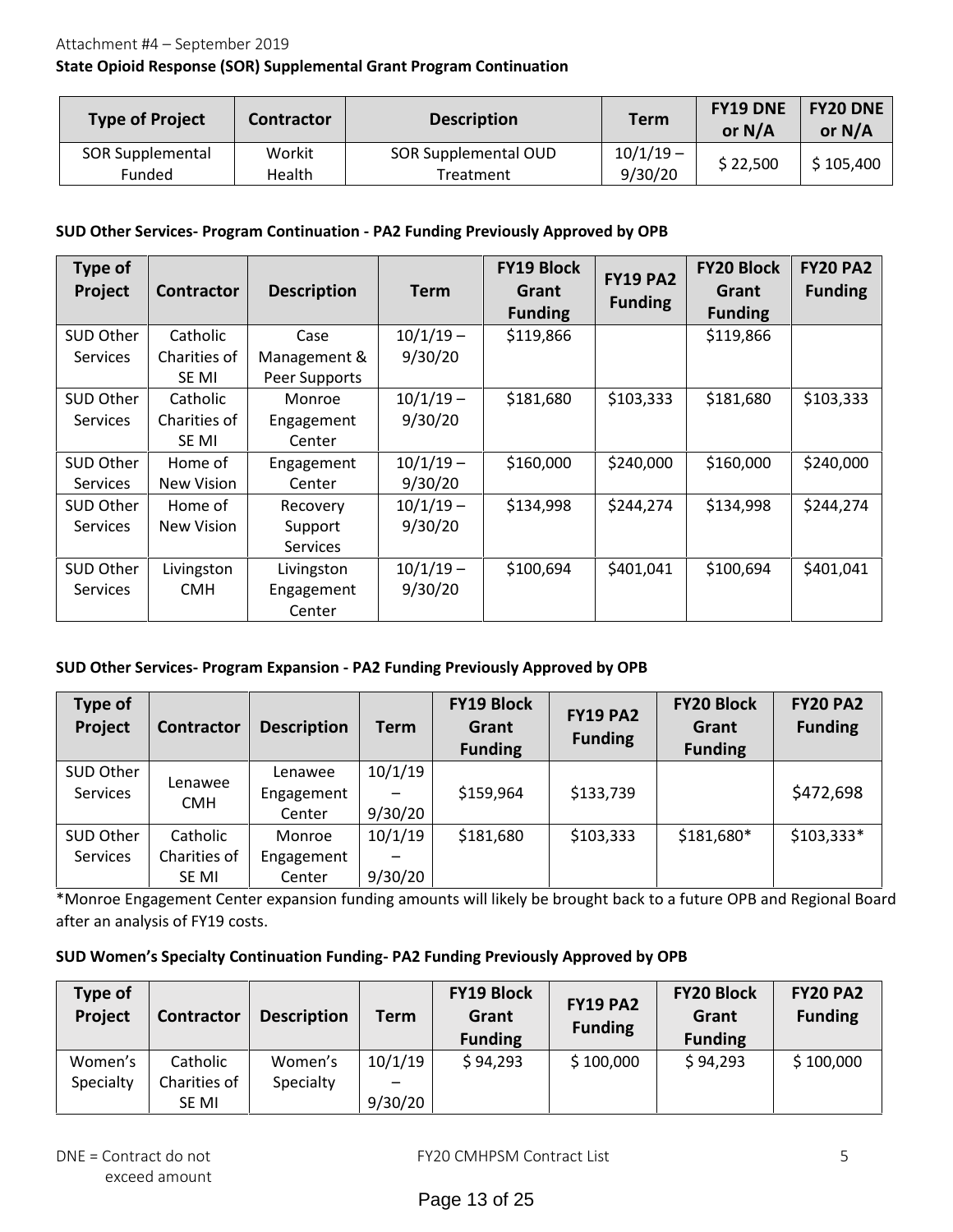Attachment #4 – September 2019

**State Opioid Response (SOR) Supplemental Grant Program Continuation**

| Type of Project | Contractor | Description | Term | FY19 DNE or N/A | FY20 DNE or N/A |
|---|---|---|---|---|---|
| SOR Supplemental Funded | Workit Health | SOR Supplemental OUD Treatment | 10/1/19 – 9/30/20 | $ 22,500 | $ 105,400 |

**SUD Other Services- Program Continuation - PA2 Funding Previously Approved by OPB**

| Type of Project | Contractor | Description | Term | FY19 Block Grant Funding | FY19 PA2 Funding | FY20 Block Grant Funding | FY20 PA2 Funding |
|---|---|---|---|---|---|---|---|
| SUD Other Services | Catholic Charities of SE MI | Case Management & Peer Supports | 10/1/19 – 9/30/20 | $119,866 | | $119,866 | |
| SUD Other Services | Catholic Charities of SE MI | Monroe Engagement Center | 10/1/19 – 9/30/20 | $181,680 | $103,333 | $181,680 | $103,333 |
| SUD Other Services | Home of New Vision | Engagement Center | 10/1/19 – 9/30/20 | $160,000 | $240,000 | $160,000 | $240,000 |
| SUD Other Services | Home of New Vision | Recovery Support Services | 10/1/19 – 9/30/20 | $134,998 | $244,274 | $134,998 | $244,274 |
| SUD Other Services | Livingston CMH | Livingston Engagement Center | 10/1/19 – 9/30/20 | $100,694 | $401,041 | $100,694 | $401,041 |

**SUD Other Services- Program Expansion - PA2 Funding Previously Approved by OPB**

| Type of Project | Contractor | Description | Term | FY19 Block Grant Funding | FY19 PA2 Funding | FY20 Block Grant Funding | FY20 PA2 Funding |
|---|---|---|---|---|---|---|---|
| SUD Other Services | Lenawee CMH | Lenawee Engagement Center | 10/1/19 – 9/30/20 | $159,964 | $133,739 | | $472,698 |
| SUD Other Services | Catholic Charities of SE MI | Monroe Engagement Center | 10/1/19 – 9/30/20 | $181,680 | $103,333 | $181,680* | $103,333* |

*Monroe Engagement Center expansion funding amounts will likely be brought back to a future OPB and Regional Board after an analysis of FY19 costs.

**SUD Women's Specialty Continuation Funding- PA2 Funding Previously Approved by OPB**

| Type of Project | Contractor | Description | Term | FY19 Block Grant Funding | FY19 PA2 Funding | FY20 Block Grant Funding | FY20 PA2 Funding |
|---|---|---|---|---|---|---|---|
| Women's Specialty | Catholic Charities of SE MI | Women's Specialty | 10/1/19 – 9/30/20 | $ 94,293 | $ 100,000 | $ 94,293 | $ 100,000 |

DNE = Contract do not exceed amount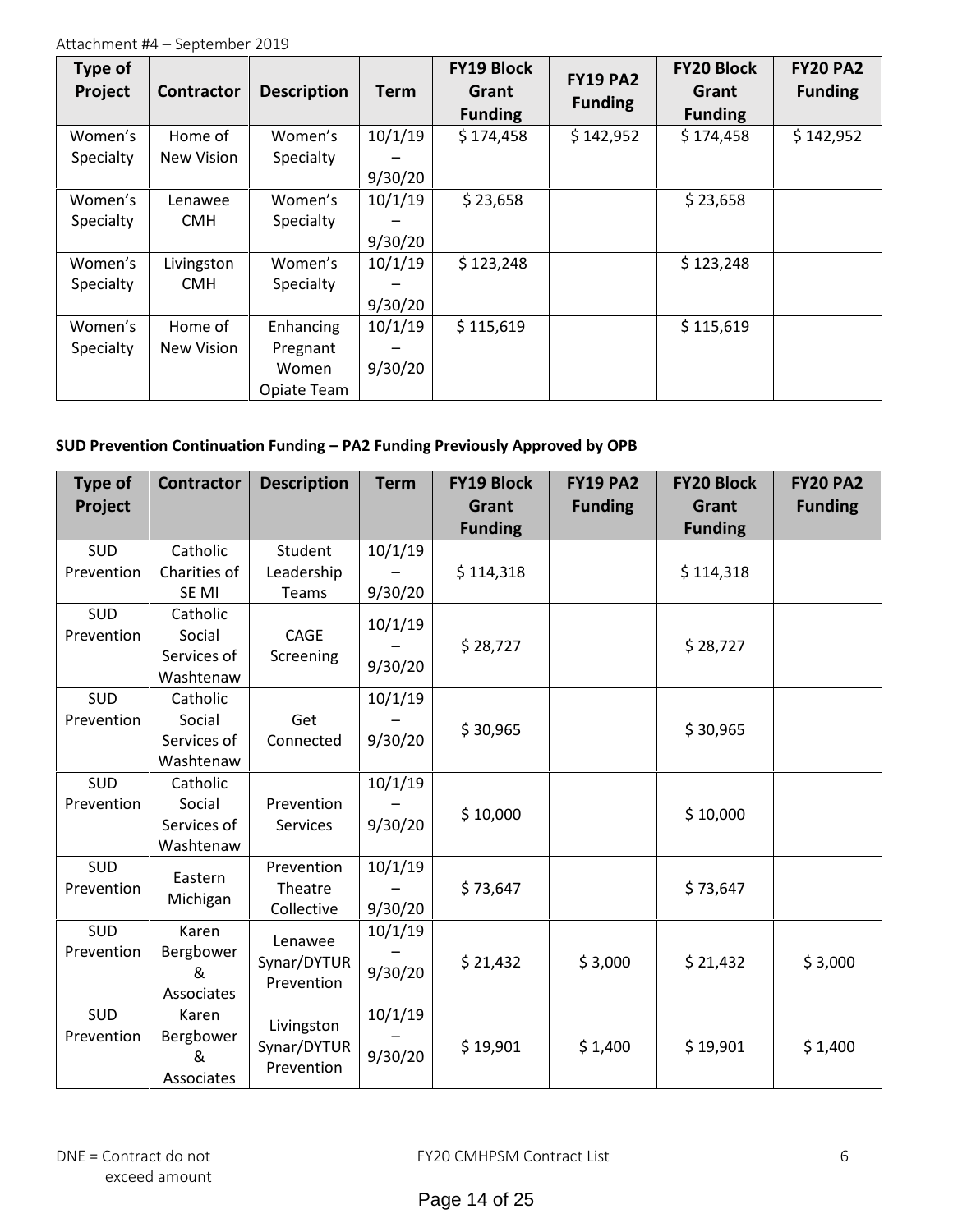Attachment #4 – September 2019

| Type of Project | Contractor | Description | Term | FY19 Block Grant Funding | FY19 PA2 Funding | FY20 Block Grant Funding | FY20 PA2 Funding |
|---|---|---|---|---|---|---|---|
| Women's Specialty | Home of New Vision | Women's Specialty | 10/1/19 – 9/30/20 | $ 174,458 | $ 142,952 | $ 174,458 | $ 142,952 |
| Women's Specialty | Lenawee CMH | Women's Specialty | 10/1/19 – 9/30/20 | $ 23,658 | | $ 23,658 | |
| Women's Specialty | Livingston CMH | Women's Specialty | 10/1/19 – 9/30/20 | $ 123,248 | | $ 123,248 | |
| Women's Specialty | Home of New Vision | Enhancing Pregnant Women Opiate Team | 10/1/19 – 9/30/20 | $ 115,619 | | $ 115,619 | |

**SUD Prevention Continuation Funding – PA2 Funding Previously Approved by OPB**

| Type of Project | Contractor | Description | Term | FY19 Block Grant Funding | FY19 PA2 Funding | FY20 Block Grant Funding | FY20 PA2 Funding |
|---|---|---|---|---|---|---|---|
| SUD Prevention | Catholic Charities of SE MI | Student Leadership Teams | 10/1/19 – 9/30/20 | $ 114,318 | | $ 114,318 | |
| SUD Prevention | Catholic Social Services of Washtenaw | CAGE Screening | 10/1/19 – 9/30/20 | $ 28,727 | | $ 28,727 | |
| SUD Prevention | Catholic Social Services of Washtenaw | Get Connected | 10/1/19 – 9/30/20 | $ 30,965 | | $ 30,965 | |
| SUD Prevention | Catholic Social Services of Washtenaw | Prevention Services | 10/1/19 – 9/30/20 | $ 10,000 | | $ 10,000 | |
| SUD Prevention | Eastern Michigan | Prevention Theatre Collective | 10/1/19 – 9/30/20 | $ 73,647 | | $ 73,647 | |
| SUD Prevention | Karen Bergbower & Associates | Lenawee Synar/DYTUR Prevention | 10/1/19 – 9/30/20 | $ 21,432 | $ 3,000 | $ 21,432 | $ 3,000 |
| SUD Prevention | Karen Bergbower & Associates | Livingston Synar/DYTUR Prevention | 10/1/19 – 9/30/20 | $ 19,901 | $ 1,400 | $ 19,901 | $ 1,400 |

DNE = Contract do not exceed amount

FY20 CMHPSM Contract List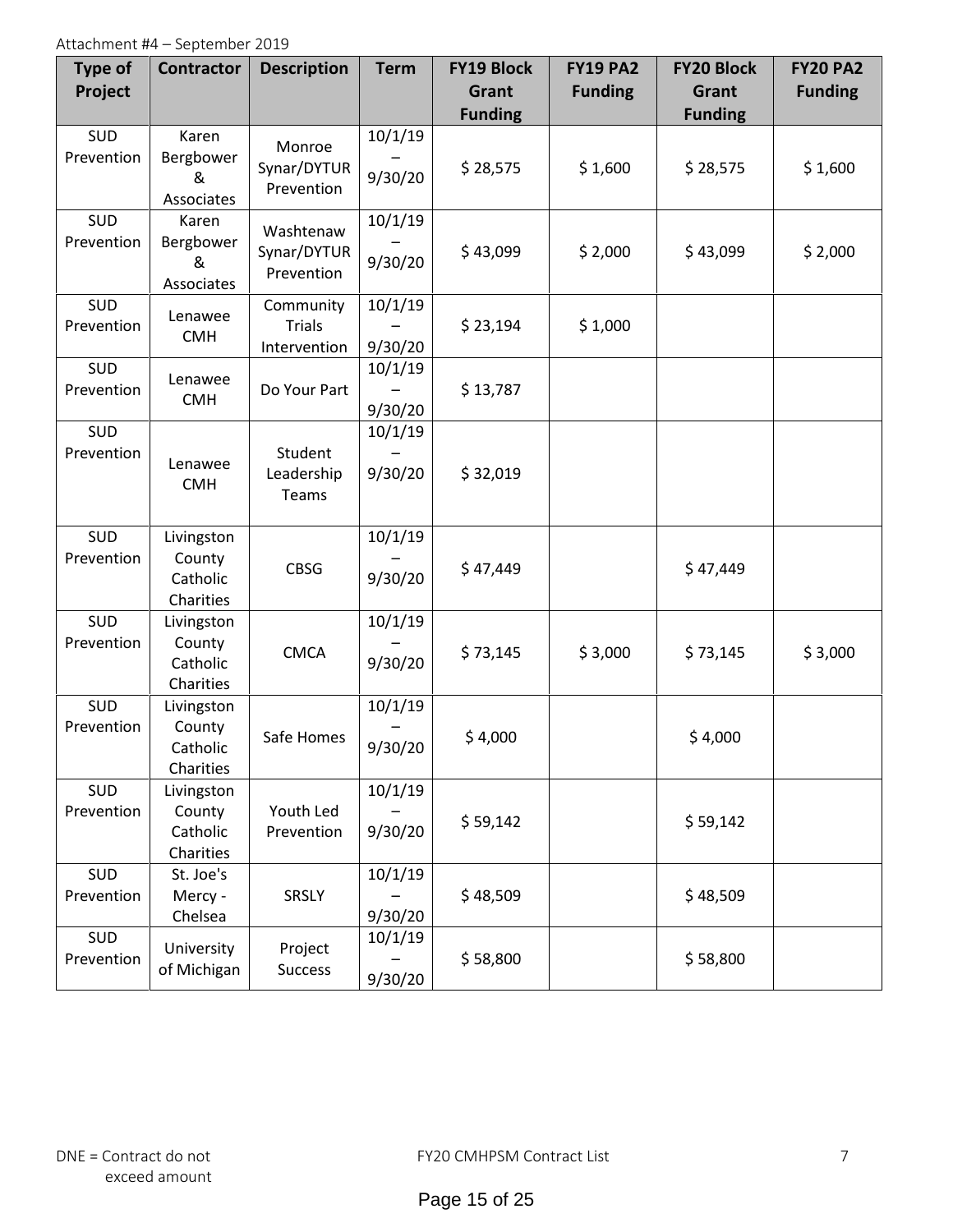Attachment #4 – September 2019

| Type of Project | Contractor | Description | Term | FY19 Block Grant Funding | FY19 PA2 Funding | FY20 Block Grant Funding | FY20 PA2 Funding |
|---|---|---|---|---|---|---|---|
| SUD Prevention | Karen Bergbower & Associates | Monroe Synar/DYTUR Prevention | 10/1/19 – 9/30/20 | $ 28,575 | $ 1,600 | $ 28,575 | $ 1,600 |
| SUD Prevention | Karen Bergbower & Associates | Washtenaw Synar/DYTUR Prevention | 10/1/19 – 9/30/20 | $ 43,099 | $ 2,000 | $ 43,099 | $ 2,000 |
| SUD Prevention | Lenawee CMH | Community Trials Intervention | 10/1/19 – 9/30/20 | $ 23,194 | $ 1,000 | | |
| SUD Prevention | Lenawee CMH | Do Your Part | 10/1/19 – 9/30/20 | $ 13,787 | | | |
| SUD Prevention | Lenawee CMH | Student Leadership Teams | 10/1/19 – 9/30/20 | $ 32,019 | | | |
| SUD Prevention | Livingston County Catholic Charities | CBSG | 10/1/19 – 9/30/20 | $ 47,449 | | $ 47,449 | |
| SUD Prevention | Livingston County Catholic Charities | CMCA | 10/1/19 – 9/30/20 | $ 73,145 | $ 3,000 | $ 73,145 | $ 3,000 |
| SUD Prevention | Livingston County Catholic Charities | Safe Homes | 10/1/19 – 9/30/20 | $ 4,000 | | $ 4,000 | |
| SUD Prevention | Livingston County Catholic Charities | Youth Led Prevention | 10/1/19 – 9/30/20 | $ 59,142 | | $ 59,142 | |
| SUD Prevention | St. Joe's Mercy - Chelsea | SRSLY | 10/1/19 – 9/30/20 | $ 48,509 | | $ 48,509 | |
| SUD Prevention | University of Michigan | Project Success | 10/1/19 – 9/30/20 | $ 58,800 | | $ 58,800 | |

DNE = Contract do not exceed amount

FY20 CMHPSM Contract List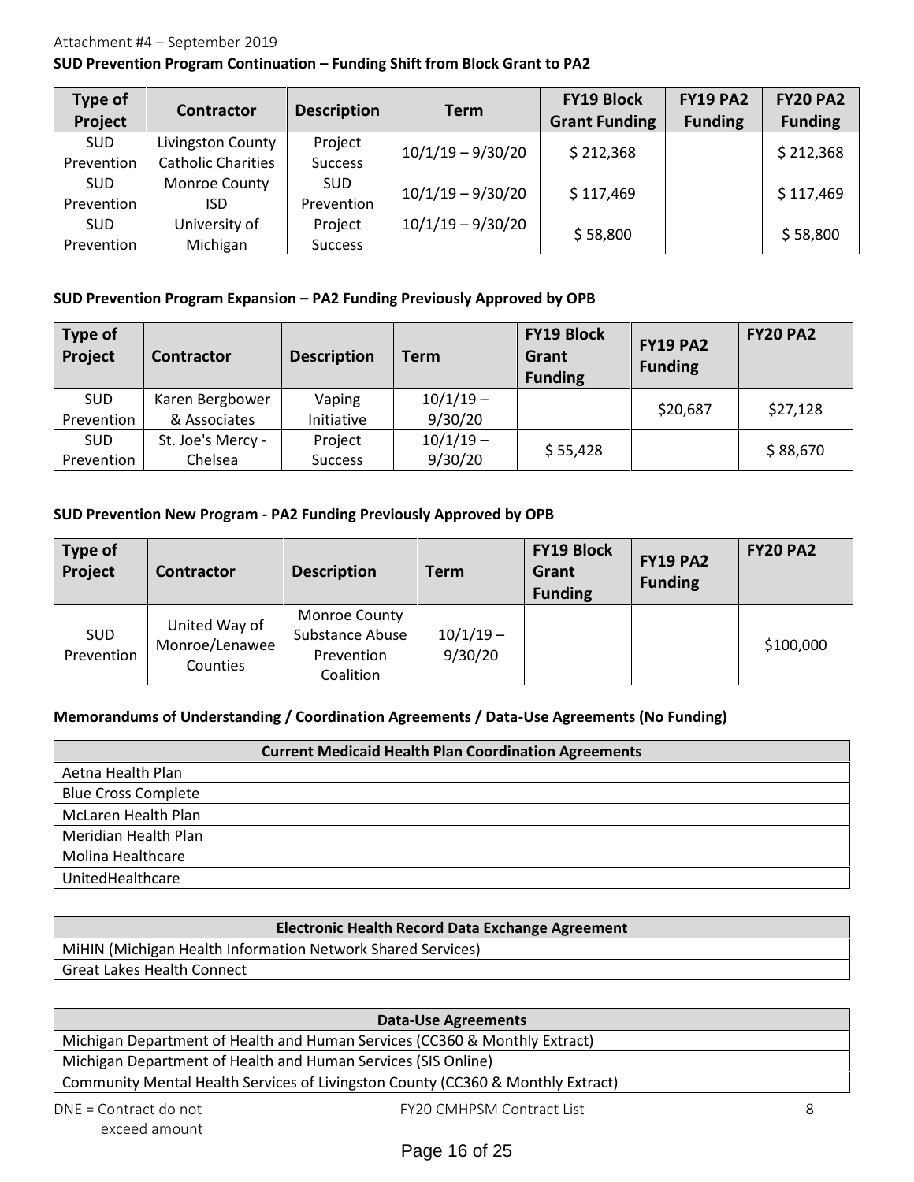Attachment #4 – September 2019

**SUD Prevention Program Continuation – Funding Shift from Block Grant to PA2**

| Type of Project | Contractor | Description | Term | FY19 Block Grant Funding | FY19 PA2 Funding | FY20 PA2 Funding |
|---|---|---|---|---|---|---|
| SUD Prevention | Livingston County Catholic Charities | Project Success | 10/1/19 – 9/30/20 | $ 212,368 | | $ 212,368 |
| SUD Prevention | Monroe County ISD | SUD Prevention | 10/1/19 – 9/30/20 | $ 117,469 | | $ 117,469 |
| SUD Prevention | University of Michigan | Project Success | 10/1/19 – 9/30/20 | $ 58,800 | | $ 58,800 |

**SUD Prevention Program Expansion – PA2 Funding Previously Approved by OPB**

| Type of Project | Contractor | Description | Term | FY19 Block Grant Funding | FY19 PA2 Funding | FY20 PA2 |
|---|---|---|---|---|---|---|
| SUD Prevention | Karen Bergbower & Associates | Vaping Initiative | 10/1/19 – 9/30/20 | | $20,687 | $27,128 |
| SUD Prevention | St. Joe's Mercy - Chelsea | Project Success | 10/1/19 – 9/30/20 | $ 55,428 | | $ 88,670 |

**SUD Prevention New Program - PA2 Funding Previously Approved by OPB**

| Type of Project | Contractor | Description | Term | FY19 Block Grant Funding | FY19 PA2 Funding | FY20 PA2 |
|---|---|---|---|---|---|---|
| SUD Prevention | United Way of Monroe/Lenawee Counties | Monroe County Substance Abuse Prevention Coalition | 10/1/19 – 9/30/20 | | | $100,000 |

**Memorandums of Understanding / Coordination Agreements / Data-Use Agreements (No Funding)**

| Current Medicaid Health Plan Coordination Agreements |
|---|
| Aetna Health Plan |
| Blue Cross Complete |
| McLaren Health Plan |
| Meridian Health Plan |
| Molina Healthcare |
| UnitedHealthcare |

| Electronic Health Record Data Exchange Agreement |
|---|
| MiHIN (Michigan Health Information Network Shared Services) |
| Great Lakes Health Connect |

| Data-Use Agreements |
|---|
| Michigan Department of Health and Human Services (CC360 & Monthly Extract) |
| Michigan Department of Health and Human Services (SIS Online) |
| Community Mental Health Services of Livingston County (CC360 & Monthly Extract) |

DNE = Contract do not exceed amount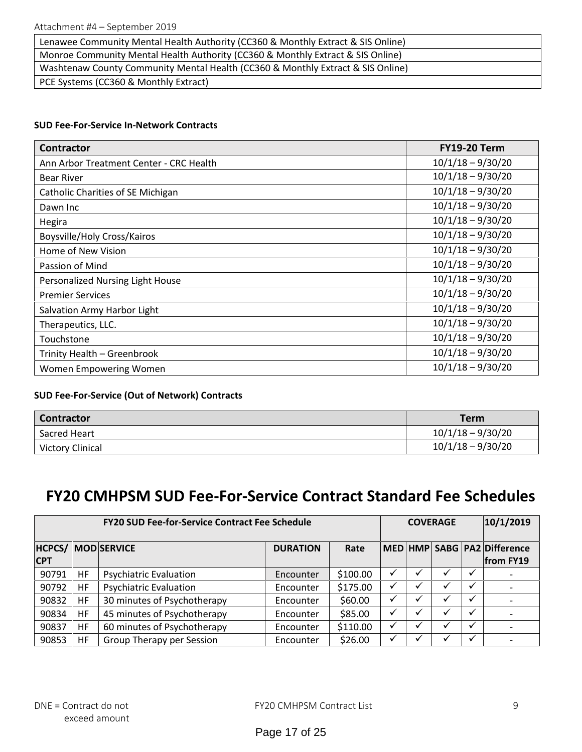| Lenawee Community Mental Health Authority (CC360 & Monthly Extract & SIS Online) |
| --- |
| Monroe Community Mental Health Authority (CC360 & Monthly Extract & SIS Online) |
| Washtenaw County Community Mental Health (CC360 & Monthly Extract & SIS Online) |
| PCE Systems (CC360 & Monthly Extract) |

**SUD Fee-For-Service In-Network Contracts**

| Contractor | FY19-20 Term |
| --- | --- |
| Ann Arbor Treatment Center - CRC Health | 10/1/18 – 9/30/20 |
| Bear River | 10/1/18 – 9/30/20 |
| Catholic Charities of SE Michigan | 10/1/18 – 9/30/20 |
| Dawn Inc | 10/1/18 – 9/30/20 |
| Hegira | 10/1/18 – 9/30/20 |
| Boysville/Holy Cross/Kairos | 10/1/18 – 9/30/20 |
| Home of New Vision | 10/1/18 – 9/30/20 |
| Passion of Mind | 10/1/18 – 9/30/20 |
| Personalized Nursing Light House | 10/1/18 – 9/30/20 |
| Premier Services | 10/1/18 – 9/30/20 |
| Salvation Army Harbor Light | 10/1/18 – 9/30/20 |
| Therapeutics, LLC. | 10/1/18 – 9/30/20 |
| Touchstone | 10/1/18 – 9/30/20 |
| Trinity Health – Greenbrook | 10/1/18 – 9/30/20 |
| Women Empowering Women | 10/1/18 – 9/30/20 |

**SUD Fee-For-Service (Out of Network) Contracts**

| Contractor | Term |
| --- | --- |
| Sacred Heart | 10/1/18 – 9/30/20 |
| Victory Clinical | 10/1/18 – 9/30/20 |

# FY20 CMHPSM SUD Fee-For-Service Contract Standard Fee Schedules

| FY20 SUD Fee-for-Service Contract Fee Schedule | | | | | COVERAGE | | | | 10/1/2019 |
| --- | --- | --- | --- | --- | --- | --- | --- | --- | --- |
| HCPCS/ CPT | MOD | SERVICE | DURATION | Rate | MED | HMP | SABG | PA2 | Difference from FY19 |
| 90791 | HF | Psychiatric Evaluation | Encounter | $100.00 | ✓ | ✓ | ✓ | ✓ | - |
| 90792 | HF | Psychiatric Evaluation | Encounter | $175.00 | ✓ | ✓ | ✓ | ✓ | - |
| 90832 | HF | 30 minutes of Psychotherapy | Encounter | $60.00 | ✓ | ✓ | ✓ | ✓ | - |
| 90834 | HF | 45 minutes of Psychotherapy | Encounter | $85.00 | ✓ | ✓ | ✓ | ✓ | - |
| 90837 | HF | 60 minutes of Psychotherapy | Encounter | $110.00 | ✓ | ✓ | ✓ | ✓ | - |
| 90853 | HF | Group Therapy per Session | Encounter | $26.00 | ✓ | ✓ | ✓ | ✓ | - |

DNE = Contract do not exceed amount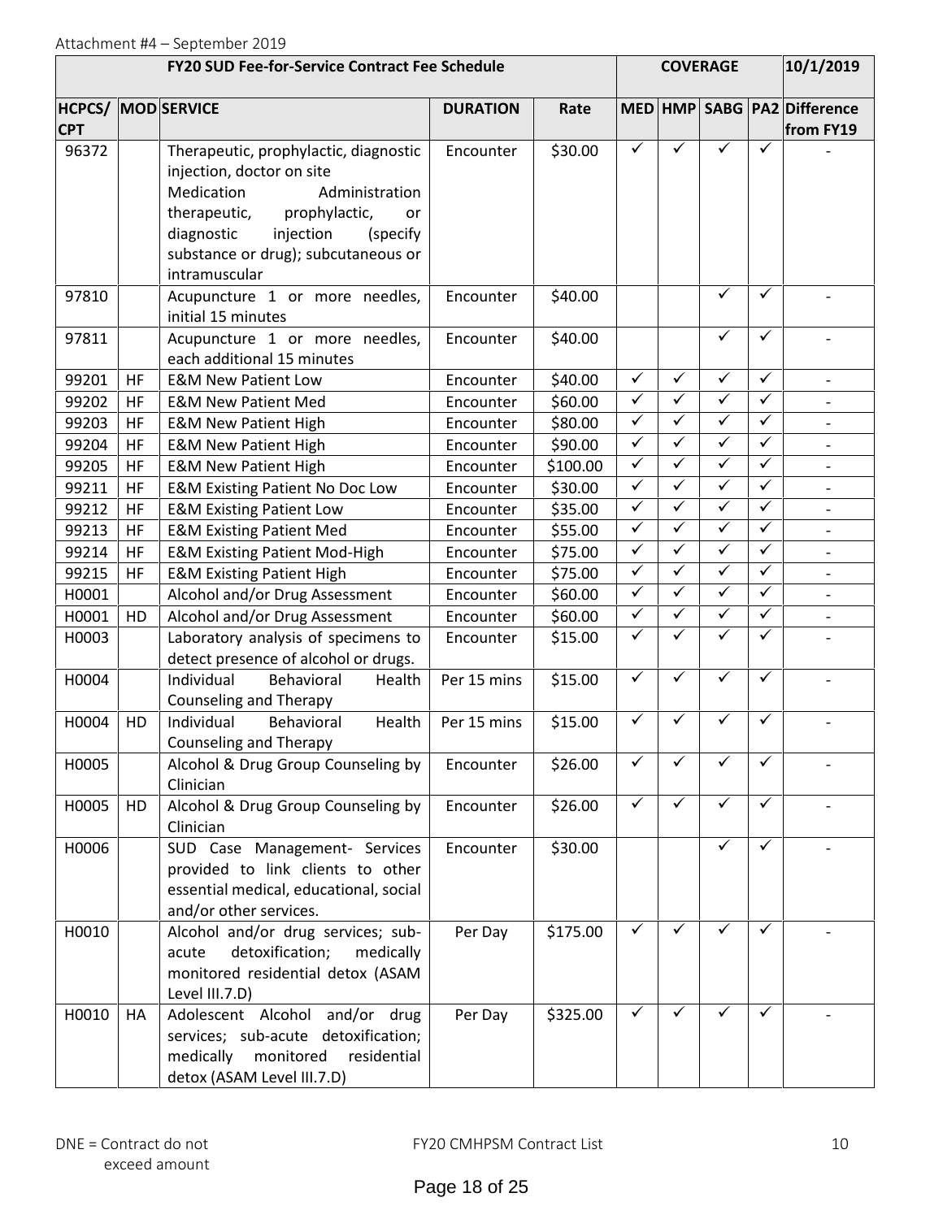Attachment #4 – September 2019

| FY20 SUD Fee-for-Service Contract Fee Schedule | | | | | COVERAGE | | | | 10/1/2019 |
|---|---|---|---|---|---|---|---|---|---|
| HCPCS/ CPT | MOD | SERVICE | DURATION | Rate | MED | HMP | SABG | PA2 | Difference from FY19 |
| 96372 | | Therapeutic, prophylactic, diagnostic injection, doctor on site Medication Administration therapeutic, prophylactic, or diagnostic injection (specify substance or drug); subcutaneous or intramuscular | Encounter | $30.00 | ✓ | ✓ | ✓ | ✓ | - |
| 97810 | | Acupuncture 1 or more needles, initial 15 minutes | Encounter | $40.00 | | | ✓ | ✓ | - |
| 97811 | | Acupuncture 1 or more needles, each additional 15 minutes | Encounter | $40.00 | | | ✓ | ✓ | - |
| 99201 | HF | E&M New Patient Low | Encounter | $40.00 | ✓ | ✓ | ✓ | ✓ | - |
| 99202 | HF | E&M New Patient Med | Encounter | $60.00 | ✓ | ✓ | ✓ | ✓ | - |
| 99203 | HF | E&M New Patient High | Encounter | $80.00 | ✓ | ✓ | ✓ | ✓ | - |
| 99204 | HF | E&M New Patient High | Encounter | $90.00 | ✓ | ✓ | ✓ | ✓ | - |
| 99205 | HF | E&M New Patient High | Encounter | $100.00 | ✓ | ✓ | ✓ | ✓ | - |
| 99211 | HF | E&M Existing Patient No Doc Low | Encounter | $30.00 | ✓ | ✓ | ✓ | ✓ | - |
| 99212 | HF | E&M Existing Patient Low | Encounter | $35.00 | ✓ | ✓ | ✓ | ✓ | - |
| 99213 | HF | E&M Existing Patient Med | Encounter | $55.00 | ✓ | ✓ | ✓ | ✓ | - |
| 99214 | HF | E&M Existing Patient Mod-High | Encounter | $75.00 | ✓ | ✓ | ✓ | ✓ | - |
| 99215 | HF | E&M Existing Patient High | Encounter | $75.00 | ✓ | ✓ | ✓ | ✓ | - |
| H0001 | | Alcohol and/or Drug Assessment | Encounter | $60.00 | ✓ | ✓ | ✓ | ✓ | - |
| H0001 | HD | Alcohol and/or Drug Assessment | Encounter | $60.00 | ✓ | ✓ | ✓ | ✓ | - |
| H0003 | | Laboratory analysis of specimens to detect presence of alcohol or drugs. | Encounter | $15.00 | ✓ | ✓ | ✓ | ✓ | - |
| H0004 | | Individual Behavioral Health Counseling and Therapy | Per 15 mins | $15.00 | ✓ | ✓ | ✓ | ✓ | - |
| H0004 | HD | Individual Behavioral Health Counseling and Therapy | Per 15 mins | $15.00 | ✓ | ✓ | ✓ | ✓ | - |
| H0005 | | Alcohol & Drug Group Counseling by Clinician | Encounter | $26.00 | ✓ | ✓ | ✓ | ✓ | - |
| H0005 | HD | Alcohol & Drug Group Counseling by Clinician | Encounter | $26.00 | ✓ | ✓ | ✓ | ✓ | - |
| H0006 | | SUD Case Management- Services provided to link clients to other essential medical, educational, social and/or other services. | Encounter | $30.00 | | | ✓ | ✓ | - |
| H0010 | | Alcohol and/or drug services; sub-acute detoxification; medically monitored residential detox (ASAM Level III.7.D) | Per Day | $175.00 | ✓ | ✓ | ✓ | ✓ | - |
| H0010 | HA | Adolescent Alcohol and/or drug services; sub-acute detoxification; medically monitored residential detox (ASAM Level III.7.D) | Per Day | $325.00 | ✓ | ✓ | ✓ | ✓ | - |

DNE = Contract do not exceed amount

FY20 CMHPSM Contract List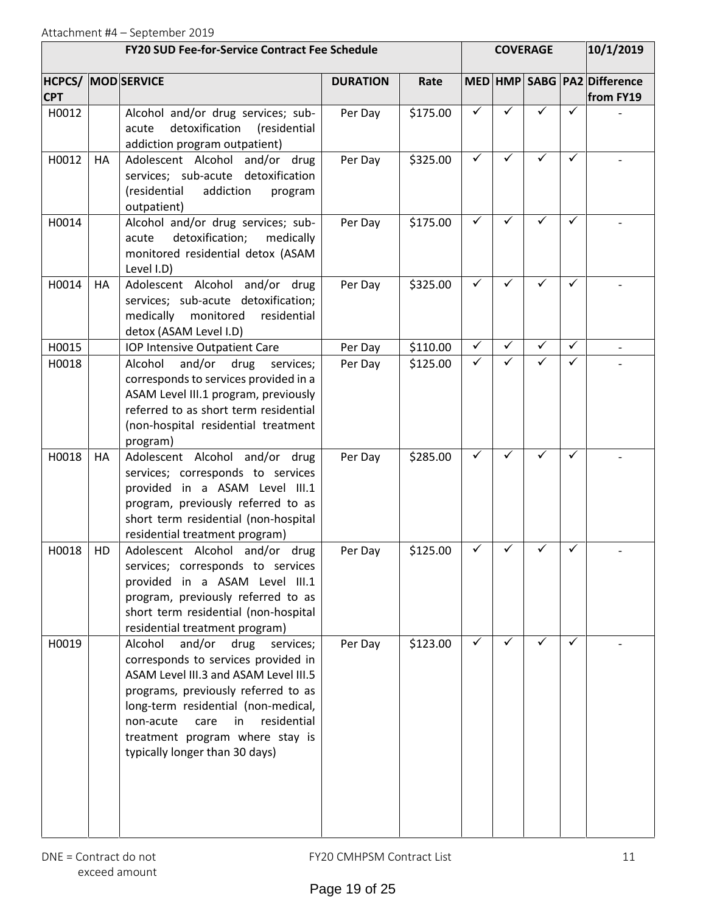Attachment #4 – September 2019

| FY20 SUD Fee-for-Service Contract Fee Schedule | | | | | COVERAGE | | | | 10/1/2019 |
|---|---|---|---|---|---|---|---|---|---|
| HCPCS/ CPT | MOD | SERVICE | DURATION | Rate | MED | HMP | SABG | PA2 | Difference from FY19 |
| H0012 | | Alcohol and/or drug services; sub-acute detoxification (residential addiction program outpatient) | Per Day | $175.00 | ✓ | ✓ | ✓ | ✓ | - |
| H0012 | HA | Adolescent Alcohol and/or drug services; sub-acute detoxification (residential addiction program outpatient) | Per Day | $325.00 | ✓ | ✓ | ✓ | ✓ | - |
| H0014 | | Alcohol and/or drug services; sub-acute detoxification; medically monitored residential detox (ASAM Level I.D) | Per Day | $175.00 | ✓ | ✓ | ✓ | ✓ | - |
| H0014 | HA | Adolescent Alcohol and/or drug services; sub-acute detoxification; medically monitored residential detox (ASAM Level I.D) | Per Day | $325.00 | ✓ | ✓ | ✓ | ✓ | - |
| H0015 | | IOP Intensive Outpatient Care | Per Day | $110.00 | ✓ | ✓ | ✓ | ✓ | - |
| H0018 | | Alcohol and/or drug services; corresponds to services provided in a ASAM Level III.1 program, previously referred to as short term residential (non-hospital residential treatment program) | Per Day | $125.00 | ✓ | ✓ | ✓ | ✓ | - |
| H0018 | HA | Adolescent Alcohol and/or drug services; corresponds to services provided in a ASAM Level III.1 program, previously referred to as short term residential (non-hospital residential treatment program) | Per Day | $285.00 | ✓ | ✓ | ✓ | ✓ | - |
| H0018 | HD | Adolescent Alcohol and/or drug services; corresponds to services provided in a ASAM Level III.1 program, previously referred to as short term residential (non-hospital residential treatment program) | Per Day | $125.00 | ✓ | ✓ | ✓ | ✓ | - |
| H0019 | | Alcohol and/or drug services; corresponds to services provided in ASAM Level III.3 and ASAM Level III.5 programs, previously referred to as long-term residential (non-medical, non-acute care in residential treatment program where stay is typically longer than 30 days) | Per Day | $123.00 | ✓ | ✓ | ✓ | ✓ | - |

DNE = Contract do not exceed amount

FY20 CMHPSM Contract List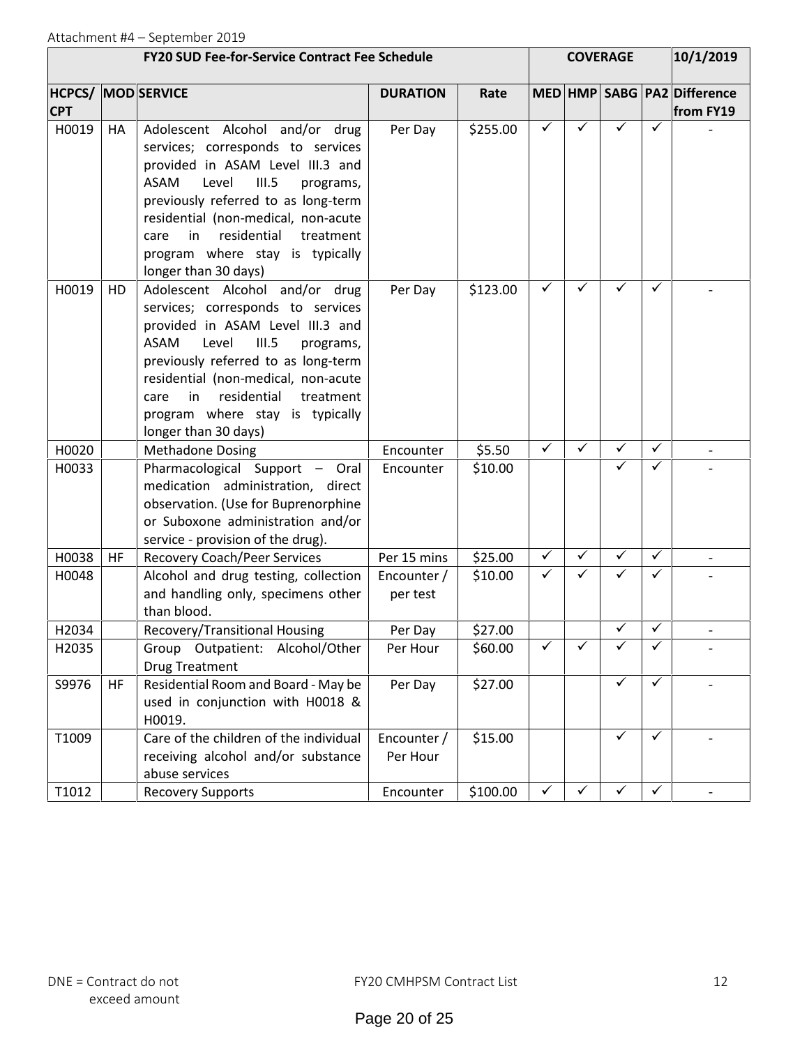Attachment #4 – September 2019

| FY20 SUD Fee-for-Service Contract Fee Schedule | | | | | COVERAGE | | | | 10/1/2019 |
|---|---|---|---|---|---|---|---|---|---|
| HCPCS/ CPT | MOD | SERVICE | DURATION | Rate | MED | HMP | SABG | PA2 | Difference from FY19 |
| H0019 | HA | Adolescent Alcohol and/or drug services; corresponds to services provided in ASAM Level III.3 and ASAM Level III.5 programs, previously referred to as long-term residential (non-medical, non-acute care in residential treatment program where stay is typically longer than 30 days) | Per Day | $255.00 | ✓ | ✓ | ✓ | ✓ | - |
| H0019 | HD | Adolescent Alcohol and/or drug services; corresponds to services provided in ASAM Level III.3 and ASAM Level III.5 programs, previously referred to as long-term residential (non-medical, non-acute care in residential treatment program where stay is typically longer than 30 days) | Per Day | $123.00 | ✓ | ✓ | ✓ | ✓ | - |
| H0020 | | Methadone Dosing | Encounter | $5.50 | ✓ | ✓ | ✓ | ✓ | - |
| H0033 | | Pharmacological Support – Oral medication administration, direct observation. (Use for Buprenorphine or Suboxone administration and/or service - provision of the drug). | Encounter | $10.00 | | | ✓ | ✓ | - |
| H0038 | HF | Recovery Coach/Peer Services | Per 15 mins | $25.00 | ✓ | ✓ | ✓ | ✓ | - |
| H0048 | | Alcohol and drug testing, collection and handling only, specimens other than blood. | Encounter / per test | $10.00 | ✓ | ✓ | ✓ | ✓ | - |
| H2034 | | Recovery/Transitional Housing | Per Day | $27.00 | | | ✓ | ✓ | - |
| H2035 | | Group Outpatient: Alcohol/Other Drug Treatment | Per Hour | $60.00 | ✓ | ✓ | ✓ | ✓ | - |
| S9976 | HF | Residential Room and Board - May be used in conjunction with H0018 & H0019. | Per Day | $27.00 | | | ✓ | ✓ | - |
| T1009 | | Care of the children of the individual receiving alcohol and/or substance abuse services | Encounter / Per Hour | $15.00 | | | ✓ | ✓ | - |
| T1012 | | Recovery Supports | Encounter | $100.00 | ✓ | ✓ | ✓ | ✓ | - |

DNE = Contract do not exceed amount

FY20 CMHPSM Contract List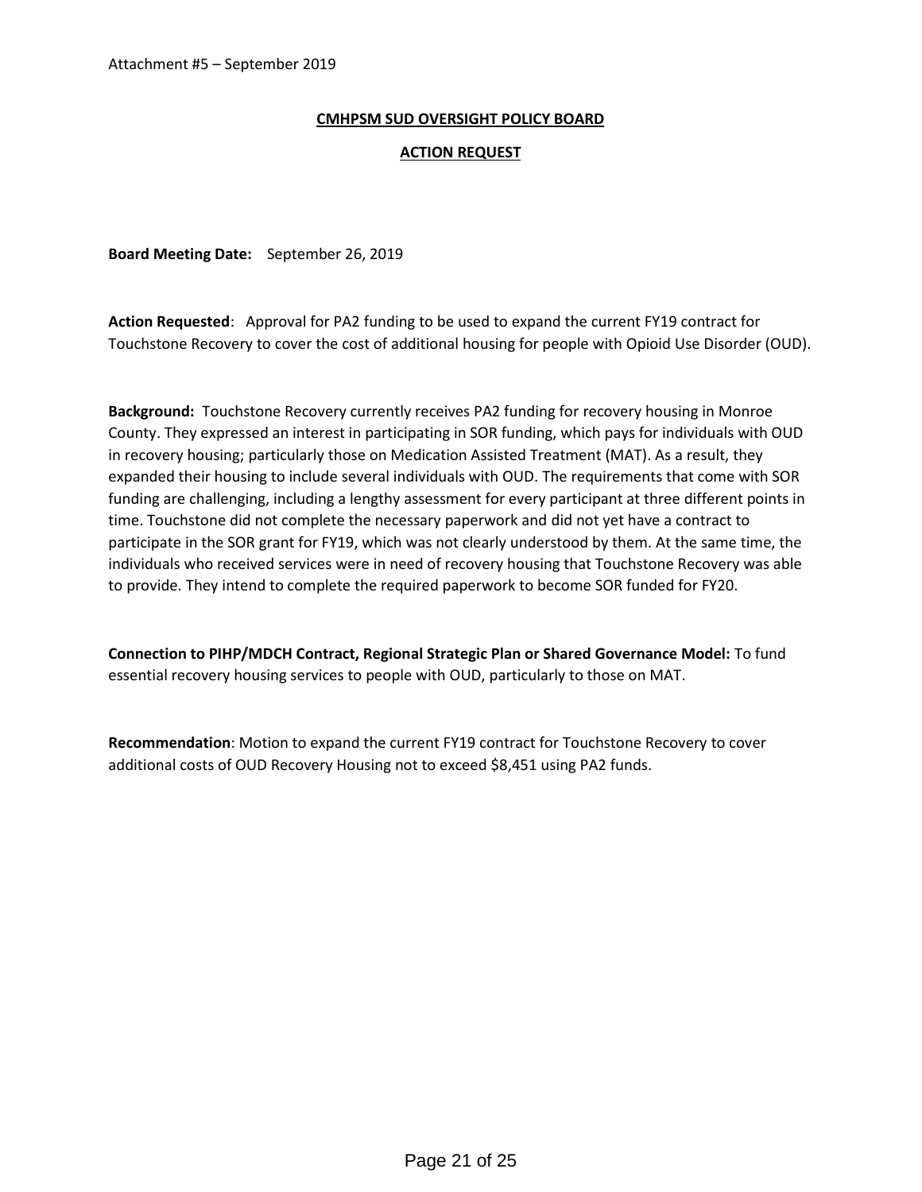Attachment #5 – September 2019

**CMHPSM SUD OVERSIGHT POLICY BOARD**

**ACTION REQUEST**

**Board Meeting Date:** September 26, 2019

**Action Requested**: Approval for PA2 funding to be used to expand the current FY19 contract for Touchstone Recovery to cover the cost of additional housing for people with Opioid Use Disorder (OUD).

**Background:** Touchstone Recovery currently receives PA2 funding for recovery housing in Monroe County. They expressed an interest in participating in SOR funding, which pays for individuals with OUD in recovery housing; particularly those on Medication Assisted Treatment (MAT). As a result, they expanded their housing to include several individuals with OUD. The requirements that come with SOR funding are challenging, including a lengthy assessment for every participant at three different points in time. Touchstone did not complete the necessary paperwork and did not yet have a contract to participate in the SOR grant for FY19, which was not clearly understood by them. At the same time, the individuals who received services were in need of recovery housing that Touchstone Recovery was able to provide. They intend to complete the required paperwork to become SOR funded for FY20.

**Connection to PIHP/MDCH Contract, Regional Strategic Plan or Shared Governance Model:** To fund essential recovery housing services to people with OUD, particularly to those on MAT.

**Recommendation**: Motion to expand the current FY19 contract for Touchstone Recovery to cover additional costs of OUD Recovery Housing not to exceed $8,451 using PA2 funds.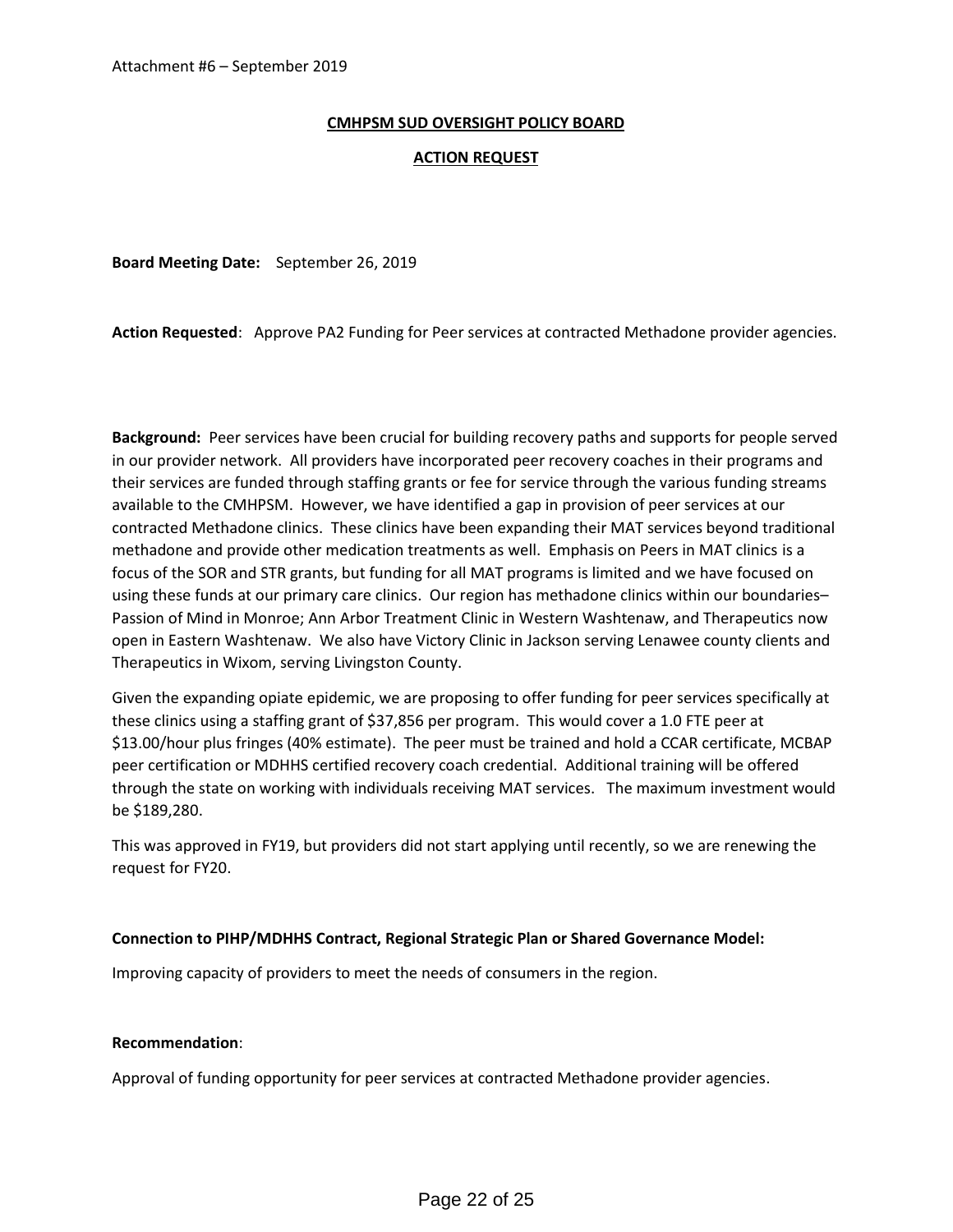Attachment #6 – September 2019

**CMHPSM SUD OVERSIGHT POLICY BOARD**

**ACTION REQUEST**

**Board Meeting Date:** September 26, 2019

**Action Requested**: Approve PA2 Funding for Peer services at contracted Methadone provider agencies.

**Background:** Peer services have been crucial for building recovery paths and supports for people served in our provider network. All providers have incorporated peer recovery coaches in their programs and their services are funded through staffing grants or fee for service through the various funding streams available to the CMHPSM. However, we have identified a gap in provision of peer services at our contracted Methadone clinics. These clinics have been expanding their MAT services beyond traditional methadone and provide other medication treatments as well. Emphasis on Peers in MAT clinics is a focus of the SOR and STR grants, but funding for all MAT programs is limited and we have focused on using these funds at our primary care clinics. Our region has methadone clinics within our boundaries– Passion of Mind in Monroe; Ann Arbor Treatment Clinic in Western Washtenaw, and Therapeutics now open in Eastern Washtenaw. We also have Victory Clinic in Jackson serving Lenawee county clients and Therapeutics in Wixom, serving Livingston County.

Given the expanding opiate epidemic, we are proposing to offer funding for peer services specifically at these clinics using a staffing grant of $37,856 per program. This would cover a 1.0 FTE peer at $13.00/hour plus fringes (40% estimate). The peer must be trained and hold a CCAR certificate, MCBAP peer certification or MDHHS certified recovery coach credential. Additional training will be offered through the state on working with individuals receiving MAT services. The maximum investment would be $189,280.

This was approved in FY19, but providers did not start applying until recently, so we are renewing the request for FY20.

**Connection to PIHP/MDHHS Contract, Regional Strategic Plan or Shared Governance Model:**

Improving capacity of providers to meet the needs of consumers in the region.

**Recommendation**:

Approval of funding opportunity for peer services at contracted Methadone provider agencies.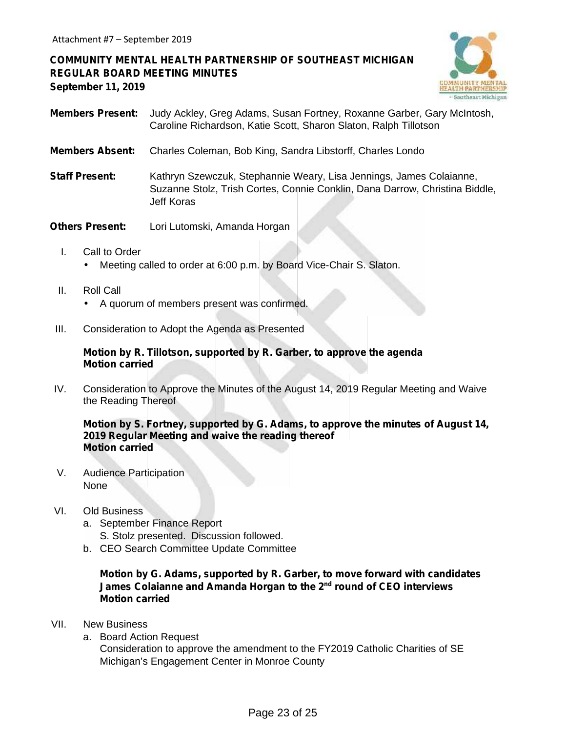Attachment #7 – September 2019

**COMMUNITY MENTAL HEALTH PARTNERSHIP OF SOUTHEAST MICHIGAN**
**REGULAR BOARD MEETING MINUTES**
**September 11, 2019**

**Members Present:** Judy Ackley, Greg Adams, Susan Fortney, Roxanne Garber, Gary McIntosh, Caroline Richardson, Katie Scott, Sharon Slaton, Ralph Tillotson

**Members Absent:** Charles Coleman, Bob King, Sandra Libstorff, Charles Londo

**Staff Present:** Kathryn Szewczuk, Stephannie Weary, Lisa Jennings, James Colaianne, Suzanne Stolz, Trish Cortes, Connie Conklin, Dana Darrow, Christina Biddle, Jeff Koras

**Others Present:** Lori Lutomski, Amanda Horgan

I. Call to Order
   - Meeting called to order at 6:00 p.m. by Board Vice-Chair S. Slaton.

II. Roll Call
   - A quorum of members present was confirmed.

III. Consideration to Adopt the Agenda as Presented

   **Motion by R. Tillotson, supported by R. Garber, to approve the agenda**
   **Motion carried**

IV. Consideration to Approve the Minutes of the August 14, 2019 Regular Meeting and Waive the Reading Thereof

   **Motion by S. Fortney, supported by G. Adams, to approve the minutes of August 14, 2019 Regular Meeting and waive the reading thereof**
   **Motion carried**

V. Audience Participation
   None

VI. Old Business
   a. September Finance Report
      S. Stolz presented. Discussion followed.
   b. CEO Search Committee Update Committee

      **Motion by G. Adams, supported by R. Garber, to move forward with candidates James Colaianne and Amanda Horgan to the 2nd round of CEO interviews**
      **Motion carried**

VII. New Business
   a. Board Action Request
      Consideration to approve the amendment to the FY2019 Catholic Charities of SE Michigan's Engagement Center in Monroe County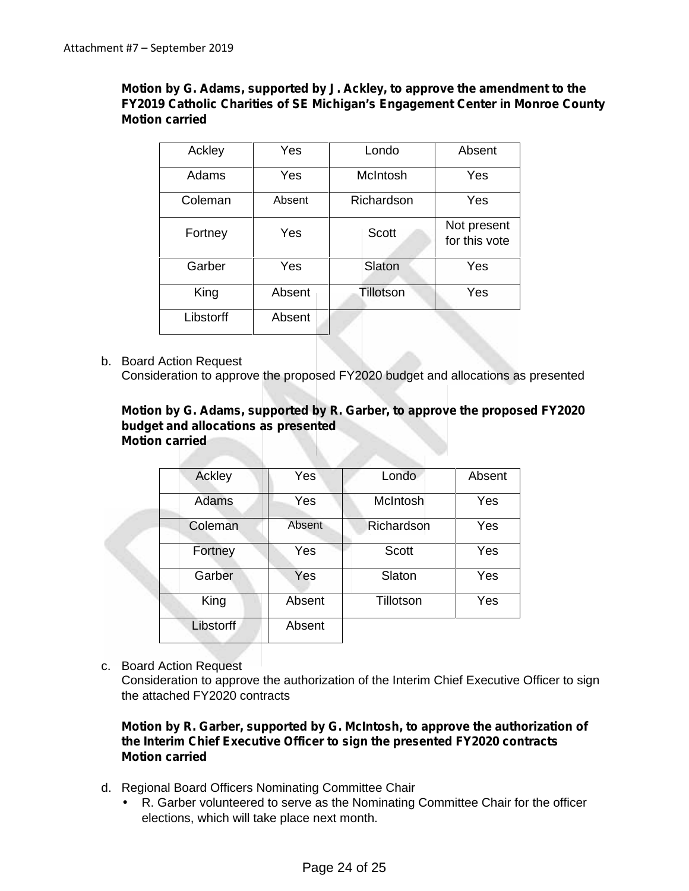**Motion by G. Adams, supported by J. Ackley, to approve the amendment to the FY2019 Catholic Charities of SE Michigan's Engagement Center in Monroe County**
**Motion carried**

| Ackley | Yes | Londo | Absent |
|---|---|---|---|
| Adams | Yes | McIntosh | Yes |
| Coleman | Absent | Richardson | Yes |
| Fortney | Yes | Scott | Not present for this vote |
| Garber | Yes | Slaton | Yes |
| King | Absent | Tillotson | Yes |
| Libstorff | Absent | | |

b. Board Action Request
Consideration to approve the proposed FY2020 budget and allocations as presented

**Motion by G. Adams, supported by R. Garber, to approve the proposed FY2020 budget and allocations as presented**
**Motion carried**

| Ackley | Yes | Londo | Absent |
|---|---|---|---|
| Adams | Yes | McIntosh | Yes |
| Coleman | Absent | Richardson | Yes |
| Fortney | Yes | Scott | Yes |
| Garber | Yes | Slaton | Yes |
| King | Absent | Tillotson | Yes |
| Libstorff | Absent | | |

c. Board Action Request
Consideration to approve the authorization of the Interim Chief Executive Officer to sign the attached FY2020 contracts

**Motion by R. Garber, supported by G. McIntosh, to approve the authorization of the Interim Chief Executive Officer to sign the presented FY2020 contracts**
**Motion carried**

d. Regional Board Officers Nominating Committee Chair
- R. Garber volunteered to serve as the Nominating Committee Chair for the officer elections, which will take place next month.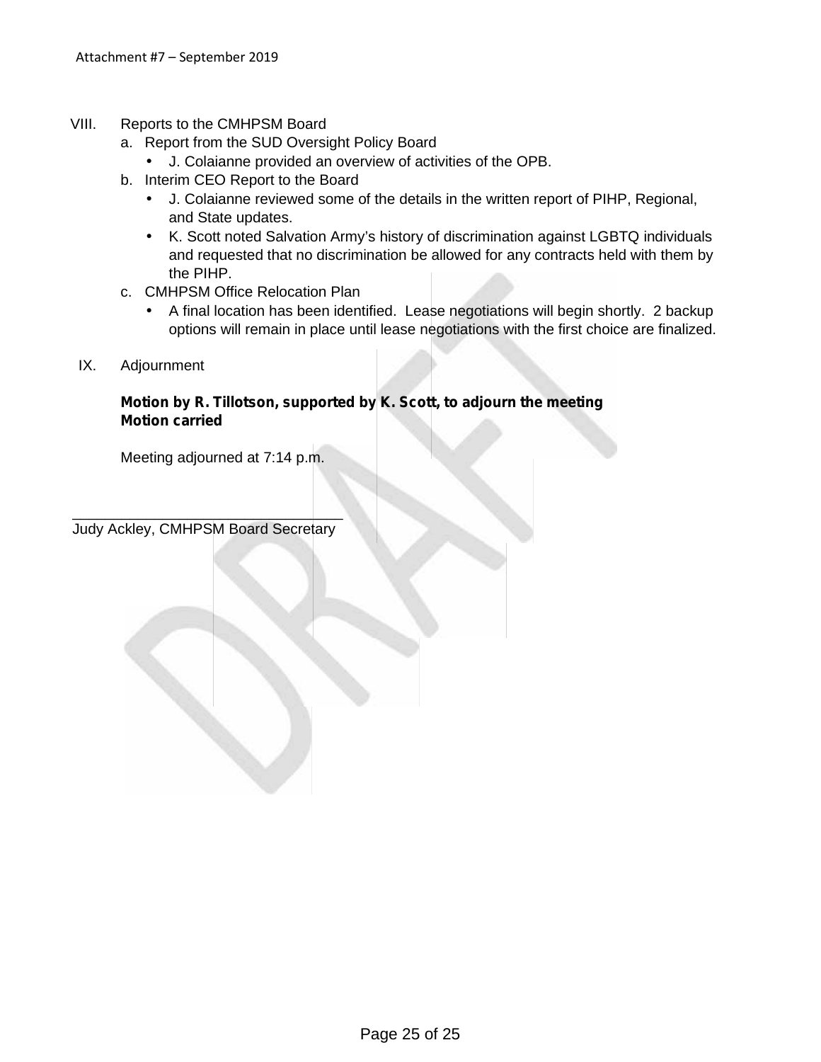VIII. Reports to the CMHPSM Board

a. Report from the SUD Oversight Policy Board
   - J. Colaianne provided an overview of activities of the OPB.

b. Interim CEO Report to the Board
   - J. Colaianne reviewed some of the details in the written report of PIHP, Regional, and State updates.
   - K. Scott noted Salvation Army's history of discrimination against LGBTQ individuals and requested that no discrimination be allowed for any contracts held with them by the PIHP.

c. CMHPSM Office Relocation Plan
   - A final location has been identified. Lease negotiations will begin shortly. 2 backup options will remain in place until lease negotiations with the first choice are finalized.

IX. Adjournment

**Motion by R. Tillotson, supported by K. Scott, to adjourn the meeting**
**Motion carried**

Meeting adjourned at 7:14 p.m.

\_\_\_\_\_\_\_\_\_\_\_\_\_\_\_\_\_\_\_\_\_\_\_\_\_\_\_\_\_\_\_\_\_\_

Judy Ackley, CMHPSM Board Secretary